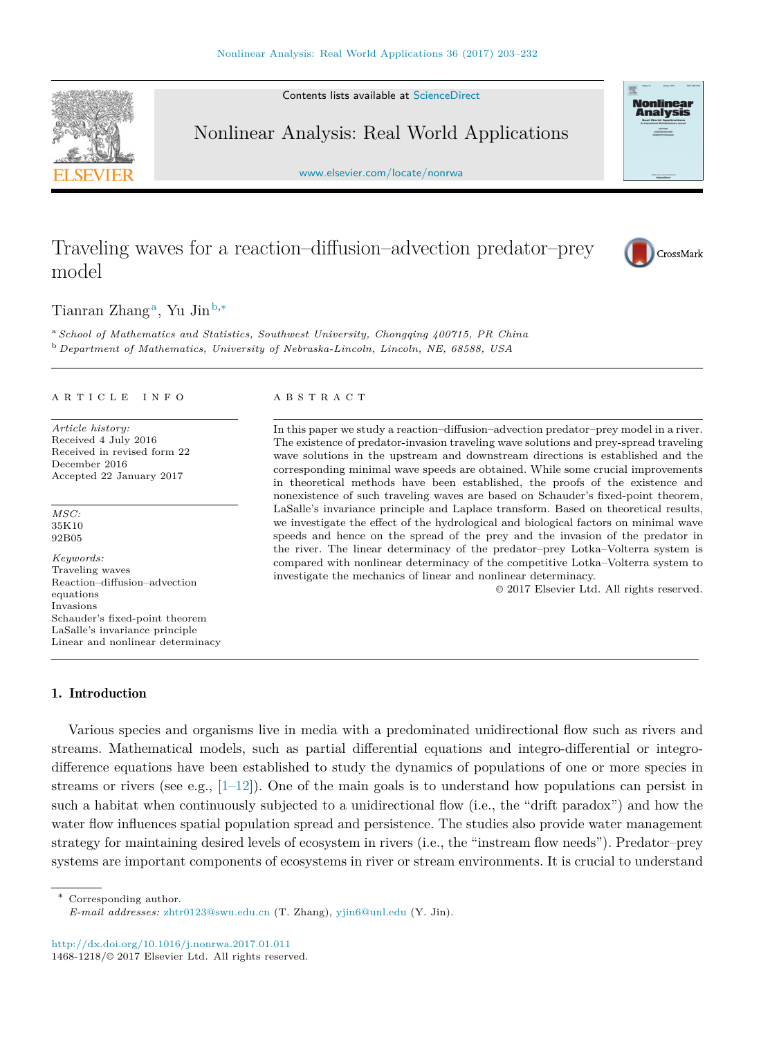# Traveling waves for a reaction–diffusion–advection predator–prey model

Tianran Zhang [a], Yu Jin [b,*]

[a] *School of Mathematics and Statistics, Southwest University, Chongqing 400715, PR China*

[b] *Department of Mathematics, University of Nebraska-Lincoln, Lincoln, NE, 68588, USA*

---

**ARTICLE INFO**

*Article history:*
Received 4 July 2016
Received in revised form 22 December 2016
Accepted 22 January 2017

*MSC:*
35K10
92B05

*Keywords:*
Traveling waves
Reaction–diffusion–advection equations
Invasions
Schauder's fixed-point theorem
LaSalle's invariance principle
Linear and nonlinear determinacy

**ABSTRACT**

In this paper we study a reaction–diffusion–advection predator–prey model in a river. The existence of predator-invasion traveling wave solutions and prey-spread traveling wave solutions in the upstream and downstream directions is established and the corresponding minimal wave speeds are obtained. While some crucial improvements in theoretical methods have been established, the proofs of the existence and nonexistence of such traveling waves are based on Schauder's fixed-point theorem, LaSalle's invariance principle and Laplace transform. Based on theoretical results, we investigate the effect of the hydrological and biological factors on minimal wave speeds and hence on the spread of the prey and the invasion of the predator in the river. The linear determinacy of the predator–prey Lotka–Volterra system is compared with nonlinear determinacy of the competitive Lotka–Volterra system to investigate the mechanics of linear and nonlinear determinacy.

© 2017 Elsevier Ltd. All rights reserved.

---

## 1. Introduction

Various species and organisms live in media with a predominated unidirectional flow such as rivers and streams. Mathematical models, such as partial differential equations and integro-differential or integro-difference equations have been established to study the dynamics of populations of one or more species in streams or rivers (see e.g., [1–12]). One of the main goals is to understand how populations can persist in such a habitat when continuously subjected to a unidirectional flow (i.e., the "drift paradox") and how the water flow influences spatial population spread and persistence. The studies also provide water management strategy for maintaining desired levels of ecosystem in rivers (i.e., the "instream flow needs"). Predator–prey systems are important components of ecosystems in river or stream environments. It is crucial to understand

---

* Corresponding author.
*E-mail addresses:* zhtr0123@swu.edu.cn (T. Zhang), yjin6@unl.edu (Y. Jin).

http://dx.doi.org/10.1016/j.nonrwa.2017.01.011
1468-1218/© 2017 Elsevier Ltd. All rights reserved.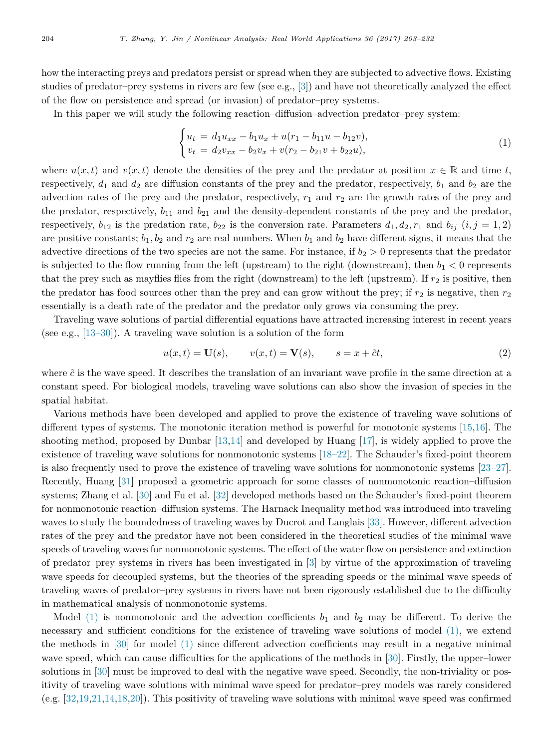how the interacting preys and predators persist or spread when they are subjected to advective flows. Existing studies of predator–prey systems in rivers are few (see e.g., [3]) and have not theoretically analyzed the effect of the flow on persistence and spread (or invasion) of predator–prey systems.

In this paper we will study the following reaction–diffusion–advection predator–prey system:

$$\begin{cases} u_t = d_1 u_{xx} - b_1 u_x + u(r_1 - b_{11}u - b_{12}v), \\ v_t = d_2 v_{xx} - b_2 v_x + v(r_2 - b_{21}v + b_{22}u), \end{cases} \tag{1}$$

where $u(x,t)$ and $v(x,t)$ denote the densities of the prey and the predator at position $x \in \mathbb{R}$ and time $t$, respectively, $d_1$ and $d_2$ are diffusion constants of the prey and the predator, respectively, $b_1$ and $b_2$ are the advection rates of the prey and the predator, respectively, $r_1$ and $r_2$ are the growth rates of the prey and the predator, respectively, $b_{11}$ and $b_{21}$ and the density-dependent constants of the prey and the predator, respectively, $b_{12}$ is the predation rate, $b_{22}$ is the conversion rate. Parameters $d_1, d_2, r_1$ and $b_{ij}$ $(i, j = 1, 2)$ are positive constants; $b_1, b_2$ and $r_2$ are real numbers. When $b_1$ and $b_2$ have different signs, it means that the advective directions of the two species are not the same. For instance, if $b_2 > 0$ represents that the predator is subjected to the flow running from the left (upstream) to the right (downstream), then $b_1 < 0$ represents that the prey such as mayflies flies from the right (downstream) to the left (upstream). If $r_2$ is positive, then the predator has food sources other than the prey and can grow without the prey; if $r_2$ is negative, then $r_2$ essentially is a death rate of the predator and the predator only grows via consuming the prey.

Traveling wave solutions of partial differential equations have attracted increasing interest in recent years (see e.g., [13–30]). A traveling wave solution is a solution of the form

$$u(x,t) = \mathbf{U}(s), \qquad v(x,t) = \mathbf{V}(s), \qquad s = x + \tilde{c}t, \tag{2}$$

where $\tilde{c}$ is the wave speed. It describes the translation of an invariant wave profile in the same direction at a constant speed. For biological models, traveling wave solutions can also show the invasion of species in the spatial habitat.

Various methods have been developed and applied to prove the existence of traveling wave solutions of different types of systems. The monotonic iteration method is powerful for monotonic systems [15,16]. The shooting method, proposed by Dunbar [13,14] and developed by Huang [17], is widely applied to prove the existence of traveling wave solutions for nonmonotonic systems [18–22]. The Schauder's fixed-point theorem is also frequently used to prove the existence of traveling wave solutions for nonmonotonic systems [23–27]. Recently, Huang [31] proposed a geometric approach for some classes of nonmonotonic reaction–diffusion systems; Zhang et al. [30] and Fu et al. [32] developed methods based on the Schauder's fixed-point theorem for nonmonotonic reaction–diffusion systems. The Harnack Inequality method was introduced into traveling waves to study the boundedness of traveling waves by Ducrot and Langlais [33]. However, different advection rates of the prey and the predator have not been considered in the theoretical studies of the minimal wave speeds of traveling waves for nonmonotonic systems. The effect of the water flow on persistence and extinction of predator–prey systems in rivers has been investigated in [3] by virtue of the approximation of traveling wave speeds for decoupled systems, but the theories of the spreading speeds or the minimal wave speeds of traveling waves of predator–prey systems in rivers have not been rigorously established due to the difficulty in mathematical analysis of nonmonotonic systems.

Model (1) is nonmonotonic and the advection coefficients $b_1$ and $b_2$ may be different. To derive the necessary and sufficient conditions for the existence of traveling wave solutions of model (1), we extend the methods in [30] for model (1) since different advection coefficients may result in a negative minimal wave speed, which can cause difficulties for the applications of the methods in [30]. Firstly, the upper–lower solutions in [30] must be improved to deal with the negative wave speed. Secondly, the non-triviality or positivity of traveling wave solutions with minimal wave speed for predator–prey models was rarely considered (e.g. [32,19,21,14,18,20]). This positivity of traveling wave solutions with minimal wave speed was confirmed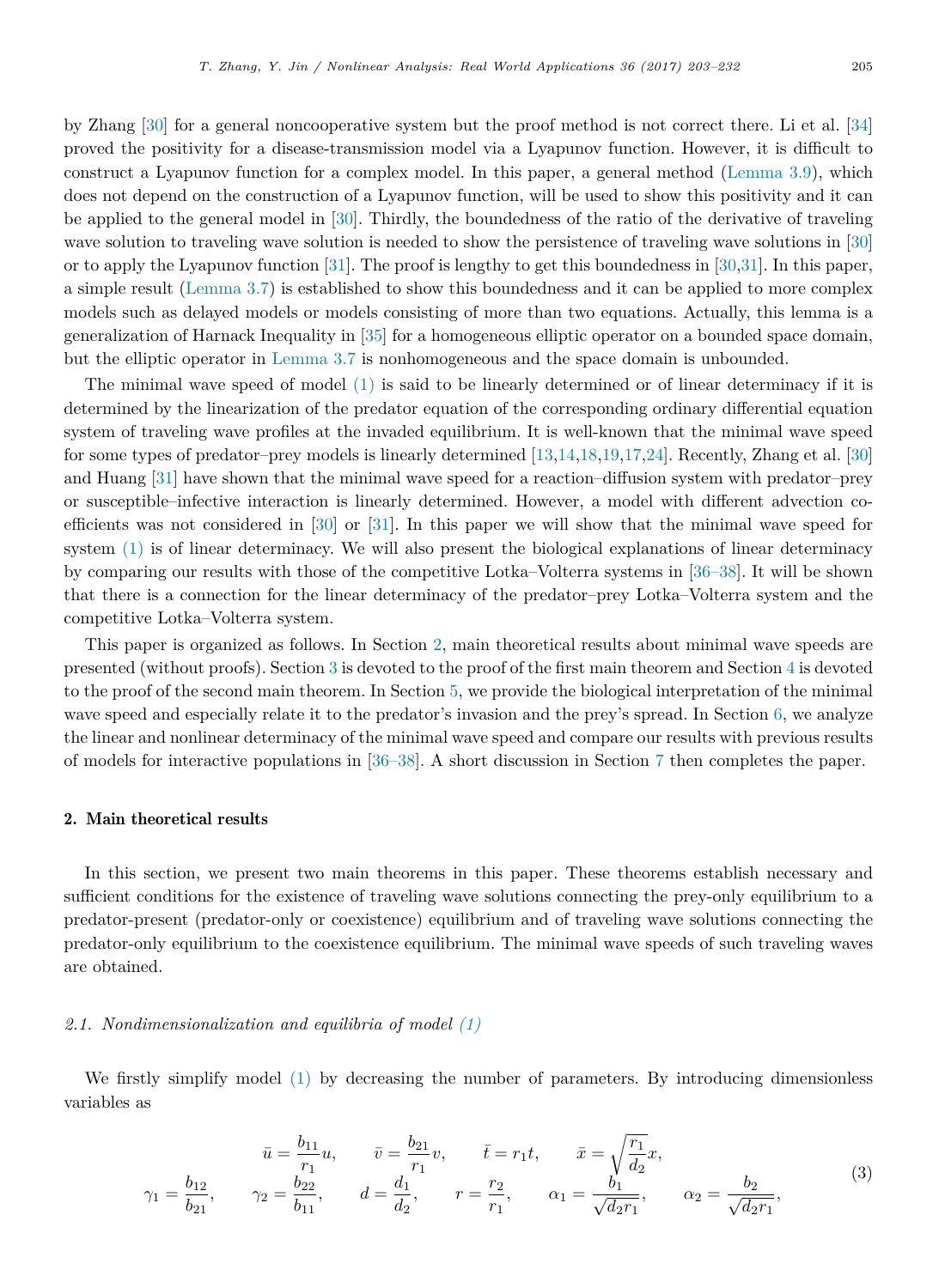by Zhang [30] for a general noncooperative system but the proof method is not correct there. Li et al. [34] proved the positivity for a disease-transmission model via a Lyapunov function. However, it is difficult to construct a Lyapunov function for a complex model. In this paper, a general method (Lemma 3.9), which does not depend on the construction of a Lyapunov function, will be used to show this positivity and it can be applied to the general model in [30]. Thirdly, the boundedness of the ratio of the derivative of traveling wave solution to traveling wave solution is needed to show the persistence of traveling wave solutions in [30] or to apply the Lyapunov function [31]. The proof is lengthy to get this boundedness in [30,31]. In this paper, a simple result (Lemma 3.7) is established to show this boundedness and it can be applied to more complex models such as delayed models or models consisting of more than two equations. Actually, this lemma is a generalization of Harnack Inequality in [35] for a homogeneous elliptic operator on a bounded space domain, but the elliptic operator in Lemma 3.7 is nonhomogeneous and the space domain is unbounded.

The minimal wave speed of model (1) is said to be linearly determined or of linear determinacy if it is determined by the linearization of the predator equation of the corresponding ordinary differential equation system of traveling wave profiles at the invaded equilibrium. It is well-known that the minimal wave speed for some types of predator–prey models is linearly determined [13,14,18,19,17,24]. Recently, Zhang et al. [30] and Huang [31] have shown that the minimal wave speed for a reaction–diffusion system with predator–prey or susceptible–infective interaction is linearly determined. However, a model with different advection coefficients was not considered in [30] or [31]. In this paper we will show that the minimal wave speed for system (1) is of linear determinacy. We will also present the biological explanations of linear determinacy by comparing our results with those of the competitive Lotka–Volterra systems in [36–38]. It will be shown that there is a connection for the linear determinacy of the predator–prey Lotka–Volterra system and the competitive Lotka–Volterra system.

This paper is organized as follows. In Section 2, main theoretical results about minimal wave speeds are presented (without proofs). Section 3 is devoted to the proof of the first main theorem and Section 4 is devoted to the proof of the second main theorem. In Section 5, we provide the biological interpretation of the minimal wave speed and especially relate it to the predator's invasion and the prey's spread. In Section 6, we analyze the linear and nonlinear determinacy of the minimal wave speed and compare our results with previous results of models for interactive populations in [36–38]. A short discussion in Section 7 then completes the paper.

## 2. Main theoretical results

In this section, we present two main theorems in this paper. These theorems establish necessary and sufficient conditions for the existence of traveling wave solutions connecting the prey-only equilibrium to a predator-present (predator-only or coexistence) equilibrium and of traveling wave solutions connecting the predator-only equilibrium to the coexistence equilibrium. The minimal wave speeds of such traveling waves are obtained.

### 2.1. Nondimensionalization and equilibria of model (1)

We firstly simplify model (1) by decreasing the number of parameters. By introducing dimensionless variables as

$$
\begin{gathered}
\bar{u} = \frac{b_{11}}{r_1}u, \qquad \bar{v} = \frac{b_{21}}{r_1}v, \qquad \bar{t} = r_1 t, \qquad \bar{x} = \sqrt{\frac{r_1}{d_2}}x, \\
\gamma_1 = \frac{b_{12}}{b_{21}}, \qquad \gamma_2 = \frac{b_{22}}{b_{11}}, \qquad d = \frac{d_1}{d_2}, \qquad r = \frac{r_2}{r_1}, \qquad \alpha_1 = \frac{b_1}{\sqrt{d_2 r_1}}, \qquad \alpha_2 = \frac{b_2}{\sqrt{d_2 r_1}},
\end{gathered}
\tag{3}
$$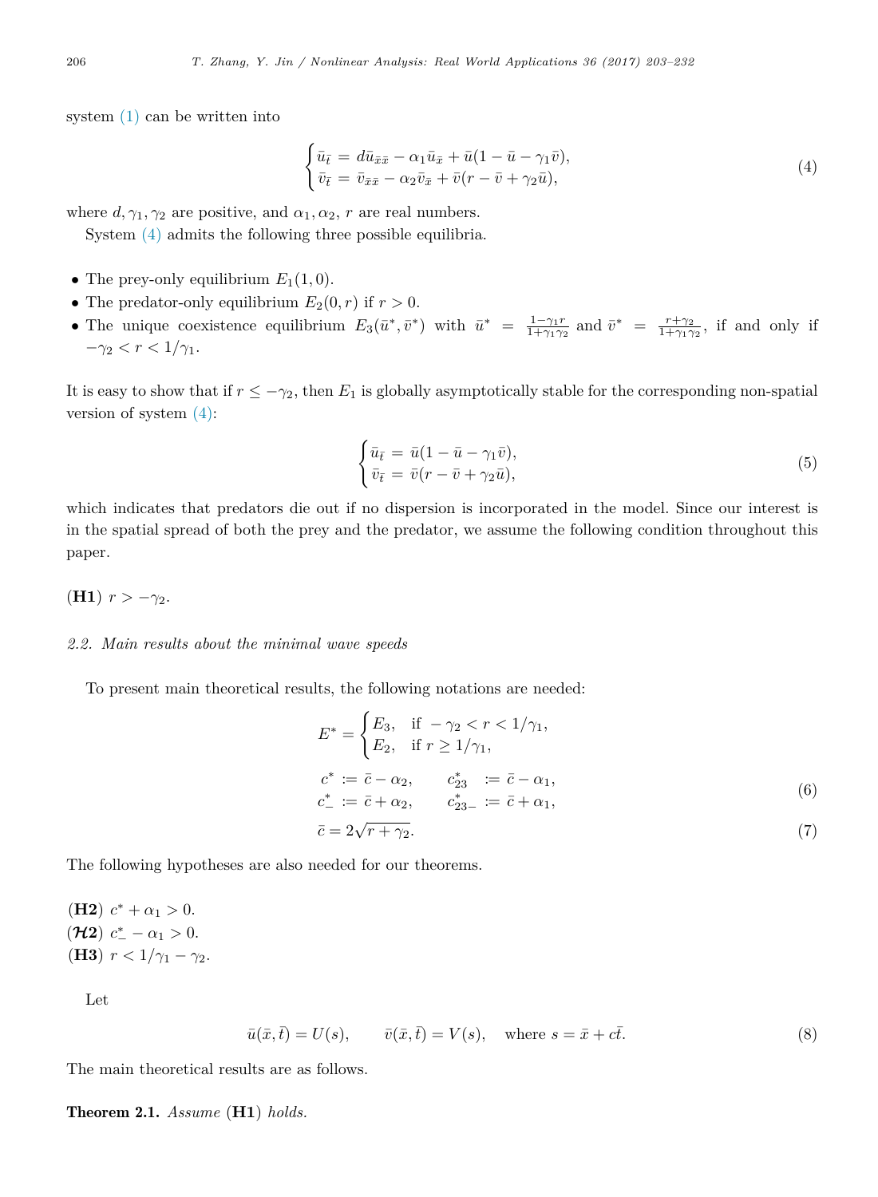system (1) can be written into

$$
\begin{cases} \bar{u}_{\bar{t}} = d\bar{u}_{\bar{x}\bar{x}} - \alpha_1 \bar{u}_{\bar{x}} + \bar{u}(1 - \bar{u} - \gamma_1 \bar{v}), \\ \bar{v}_{\bar{t}} = \bar{v}_{\bar{x}\bar{x}} - \alpha_2 \bar{v}_{\bar{x}} + \bar{v}(r - \bar{v} + \gamma_2 \bar{u}), \end{cases} \tag{4}
$$

where $d, \gamma_1, \gamma_2$ are positive, and $\alpha_1, \alpha_2$, $r$ are real numbers.

System (4) admits the following three possible equilibria.

- The prey-only equilibrium $E_1(1, 0)$.
- The predator-only equilibrium $E_2(0, r)$ if $r > 0$.
- The unique coexistence equilibrium $E_3(\bar{u}^*, \bar{v}^*)$ with $\bar{u}^* = \frac{1-\gamma_1 r}{1+\gamma_1\gamma_2}$ and $\bar{v}^* = \frac{r+\gamma_2}{1+\gamma_1\gamma_2}$, if and only if $-\gamma_2 < r < 1/\gamma_1$.

It is easy to show that if $r \leq -\gamma_2$, then $E_1$ is globally asymptotically stable for the corresponding non-spatial version of system (4):

$$
\begin{cases} \bar{u}_{\bar{t}} = \bar{u}(1 - \bar{u} - \gamma_1 \bar{v}), \\ \bar{v}_{\bar{t}} = \bar{v}(r - \bar{v} + \gamma_2 \bar{u}), \end{cases} \tag{5}
$$

which indicates that predators die out if no dispersion is incorporated in the model. Since our interest is in the spatial spread of both the prey and the predator, we assume the following condition throughout this paper.

**(H1)** $r > -\gamma_2$.

*2.2. Main results about the minimal wave speeds*

To present main theoretical results, the following notations are needed:

$$
E^* = \begin{cases} E_3, & \text{if } -\gamma_2 < r < 1/\gamma_1, \\ E_2, & \text{if } r \geq 1/\gamma_1, \end{cases}
$$

$$
\begin{aligned} c^* &:= \bar{c} - \alpha_2, \qquad & c^*_{23} &:= \bar{c} - \alpha_1, \\ c^*_- &:= \bar{c} + \alpha_2, \qquad & c^*_{23-} &:= \bar{c} + \alpha_1, \end{aligned} \tag{6}
$$

$$
\bar{c} = 2\sqrt{r + \gamma_2}. \tag{7}
$$

The following hypotheses are also needed for our theorems.

**(H2)** $c^* + \alpha_1 > 0$.
**($\mathcal{H}$2)** $c^*_- - \alpha_1 > 0$.
**(H3)** $r < 1/\gamma_1 - \gamma_2$.

Let

$$
\bar{u}(\bar{x}, \bar{t}) = U(s), \qquad \bar{v}(\bar{x}, \bar{t}) = V(s), \quad \text{where } s = \bar{x} + c\bar{t}. \tag{8}
$$

The main theoretical results are as follows.

**Theorem 2.1.** *Assume* **(H1)** *holds.*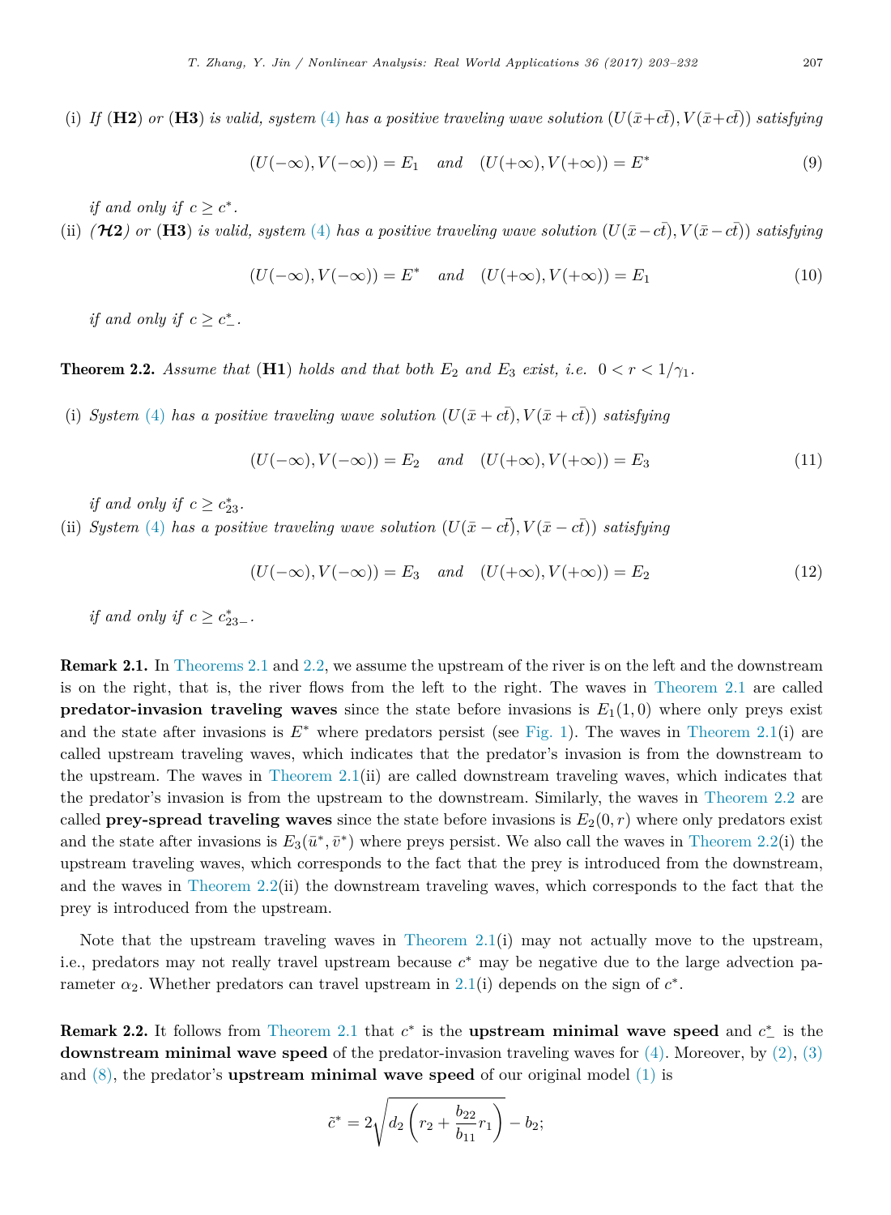(i) *If* (**H2**) *or* (**H3**) *is valid, system* (4) *has a positive traveling wave solution* $(U(\bar{x}+c\bar{t}), V(\bar{x}+c\bar{t}))$ *satisfying*

$$(U(-\infty), V(-\infty)) = E_1 \quad \text{and} \quad (U(+\infty), V(+\infty)) = E^* \tag{9}$$

*if and only if* $c \geq c^*$.

(ii) *(*$\mathcal{H}$**2***) or* (**H3**) *is valid, system* (4) *has a positive traveling wave solution* $(U(\bar{x}-c\bar{t}), V(\bar{x}-c\bar{t}))$ *satisfying*

$$(U(-\infty), V(-\infty)) = E^* \quad \text{and} \quad (U(+\infty), V(+\infty)) = E_1 \tag{10}$$

*if and only if* $c \geq c^*_-$.

**Theorem 2.2.** *Assume that* (**H1**) *holds and that both* $E_2$ *and* $E_3$ *exist, i.e.* $0 < r < 1/\gamma_1$.

(i) *System* (4) *has a positive traveling wave solution* $(U(\bar{x}+c\bar{t}), V(\bar{x}+c\bar{t}))$ *satisfying*

$$(U(-\infty), V(-\infty)) = E_2 \quad \text{and} \quad (U(+\infty), V(+\infty)) = E_3 \tag{11}$$

*if and only if* $c \geq c^*_{23}$.

(ii) *System* (4) *has a positive traveling wave solution* $(U(\bar{x}-c\bar{t}), V(\bar{x}-c\bar{t}))$ *satisfying*

$$(U(-\infty), V(-\infty)) = E_3 \quad \text{and} \quad (U(+\infty), V(+\infty)) = E_2 \tag{12}$$

*if and only if* $c \geq c^*_{23-}$.

**Remark 2.1.** In Theorems 2.1 and 2.2, we assume the upstream of the river is on the left and the downstream is on the right, that is, the river flows from the left to the right. The waves in Theorem 2.1 are called **predator-invasion traveling waves** since the state before invasions is $E_1(1, 0)$ where only preys exist and the state after invasions is $E^*$ where predators persist (see Fig. 1). The waves in Theorem 2.1(i) are called upstream traveling waves, which indicates that the predator's invasion is from the downstream to the upstream. The waves in Theorem 2.1(ii) are called downstream traveling waves, which indicates that the predator's invasion is from the upstream to the downstream. Similarly, the waves in Theorem 2.2 are called **prey-spread traveling waves** since the state before invasions is $E_2(0, r)$ where only predators exist and the state after invasions is $E_3(\bar{u}^*, \bar{v}^*)$ where preys persist. We also call the waves in Theorem 2.2(i) the upstream traveling waves, which corresponds to the fact that the prey is introduced from the downstream, and the waves in Theorem 2.2(ii) the downstream traveling waves, which corresponds to the fact that the prey is introduced from the upstream.

Note that the upstream traveling waves in Theorem 2.1(i) may not actually move to the upstream, i.e., predators may not really travel upstream because $c^*$ may be negative due to the large advection parameter $\alpha_2$. Whether predators can travel upstream in 2.1(i) depends on the sign of $c^*$.

**Remark 2.2.** It follows from Theorem 2.1 that $c^*$ is the **upstream minimal wave speed** and $c^*_-$ is the **downstream minimal wave speed** of the predator-invasion traveling waves for (4). Moreover, by (2), (3) and (8), the predator's **upstream minimal wave speed** of our original model (1) is

$$\tilde{c}^* = 2\sqrt{d_2\left(r_2 + \frac{b_{22}}{b_{11}}r_1\right)} - b_2;$$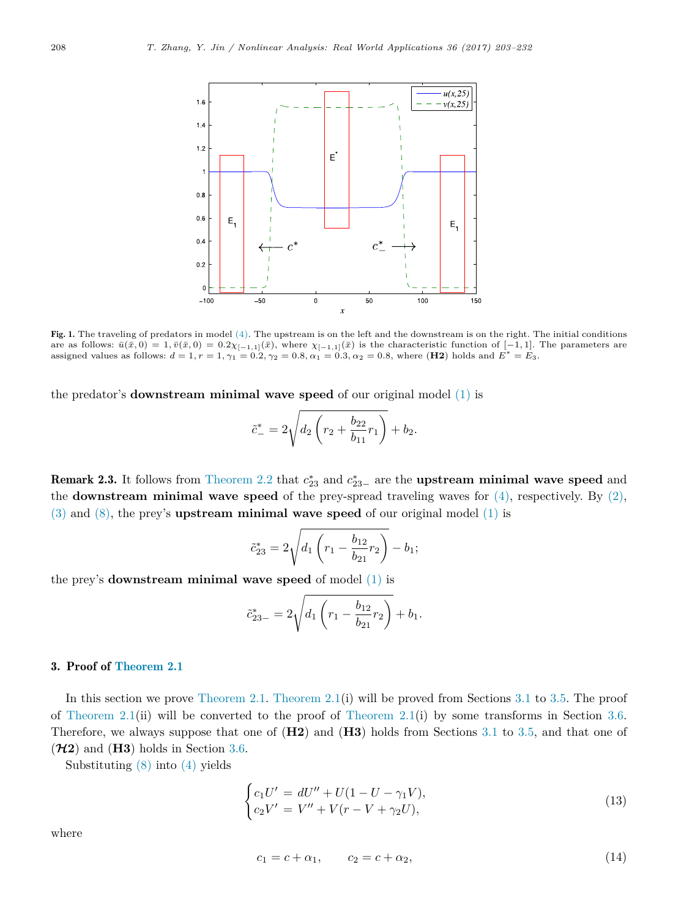**Fig. 1.** The traveling of predators in model (4). The upstream is on the left and the downstream is on the right. The initial conditions are as follows: $\bar{u}(\bar{x}, 0) = 1$, $\bar{v}(\bar{x}, 0) = 0.2\chi_{[-1,1]}(\bar{x})$, where $\chi_{[-1,1]}(\bar{x})$ is the characteristic function of $[-1, 1]$. The parameters are assigned values as follows: $d = 1, r = 1, \gamma_1 = 0.2, \gamma_2 = 0.8, \alpha_1 = 0.3, \alpha_2 = 0.8$, where (**H2**) holds and $E^* = E_3$.

the predator's **downstream minimal wave speed** of our original model (1) is

$$\tilde{c}^*_- = 2\sqrt{d_2\left(r_2 + \frac{b_{22}}{b_{11}}r_1\right)} + b_2.$$

**Remark 2.3.** It follows from Theorem 2.2 that $c^*_{23}$ and $c^*_{23-}$ are the **upstream minimal wave speed** and the **downstream minimal wave speed** of the prey-spread traveling waves for (4), respectively. By (2), (3) and (8), the prey's **upstream minimal wave speed** of our original model (1) is

$$\tilde{c}^*_{23} = 2\sqrt{d_1\left(r_1 - \frac{b_{12}}{b_{21}}r_2\right)} - b_1;$$

the prey's **downstream minimal wave speed** of model (1) is

$$\tilde{c}^*_{23-} = 2\sqrt{d_1\left(r_1 - \frac{b_{12}}{b_{21}}r_2\right)} + b_1.$$

## 3. Proof of Theorem 2.1

In this section we prove Theorem 2.1. Theorem 2.1(i) will be proved from Sections 3.1 to 3.5. The proof of Theorem 2.1(ii) will be converted to the proof of Theorem 2.1(i) by some transforms in Section 3.6. Therefore, we always suppose that one of (**H2**) and (**H3**) holds from Sections 3.1 to 3.5, and that one of ($\boldsymbol{\mathcal{H}}$**2**) and (**H3**) holds in Section 3.6.

Substituting (8) into (4) yields

$$\begin{cases} c_1 U' = dU'' + U(1 - U - \gamma_1 V), \\ c_2 V' = V'' + V(r - V + \gamma_2 U), \end{cases} \tag{13}$$

where

$$c_1 = c + \alpha_1, \qquad c_2 = c + \alpha_2, \tag{14}$$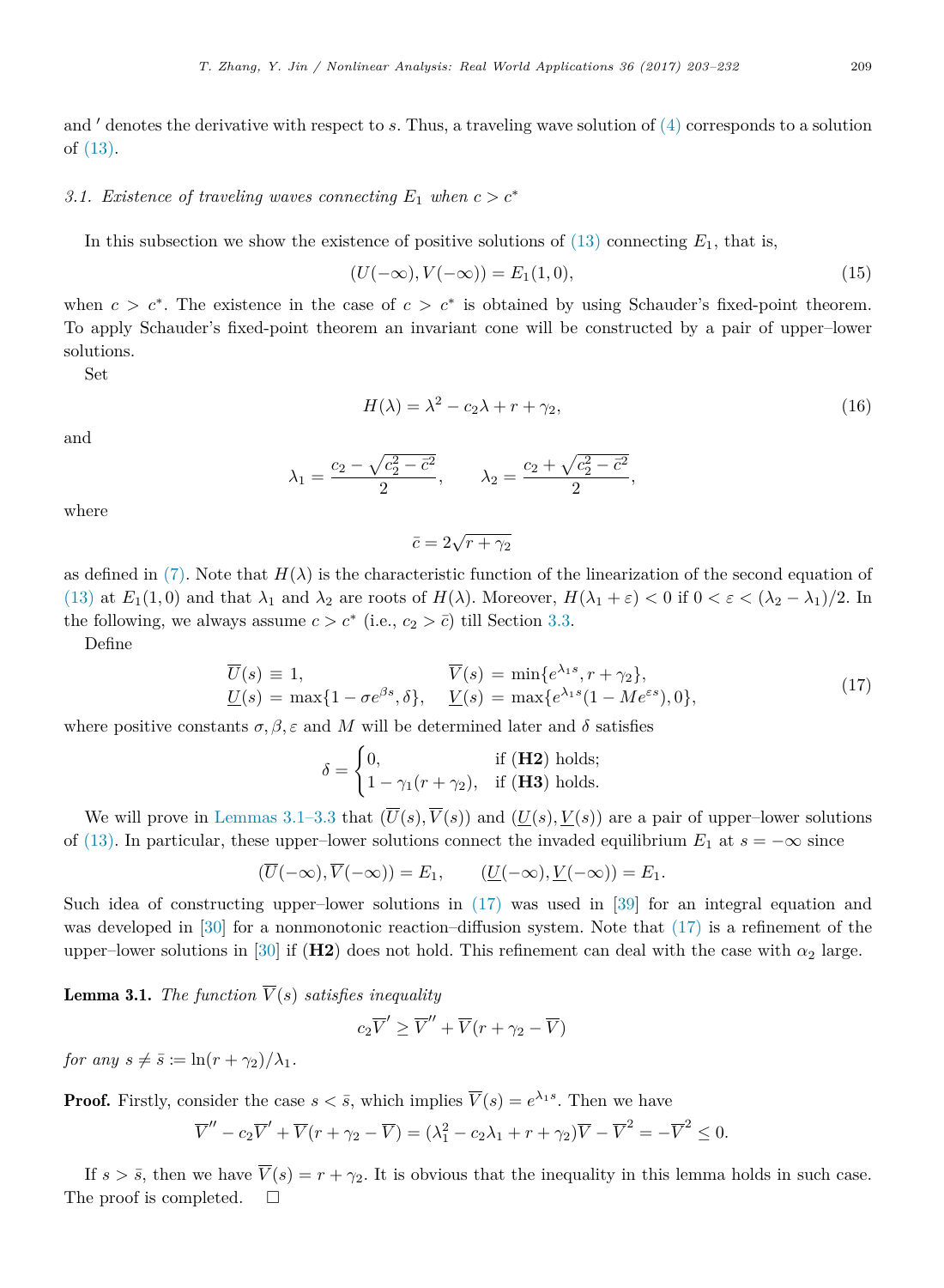and $'$ denotes the derivative with respect to $s$. Thus, a traveling wave solution of (4) corresponds to a solution of (13).

### *3.1. Existence of traveling waves connecting $E_1$ when $c > c^*$*

In this subsection we show the existence of positive solutions of (13) connecting $E_1$, that is,

$$(U(-\infty), V(-\infty)) = E_1(1, 0), \tag{15}$$

when $c > c^*$. The existence in the case of $c > c^*$ is obtained by using Schauder's fixed-point theorem. To apply Schauder's fixed-point theorem an invariant cone will be constructed by a pair of upper–lower solutions.

Set

$$H(\lambda) = \lambda^2 - c_2\lambda + r + \gamma_2, \tag{16}$$

and

$$\lambda_1 = \frac{c_2 - \sqrt{c_2^2 - \bar{c}^2}}{2}, \qquad \lambda_2 = \frac{c_2 + \sqrt{c_2^2 - \bar{c}^2}}{2},$$

where

$$\bar{c} = 2\sqrt{r + \gamma_2}$$

as defined in (7). Note that $H(\lambda)$ is the characteristic function of the linearization of the second equation of (13) at $E_1(1, 0)$ and that $\lambda_1$ and $\lambda_2$ are roots of $H(\lambda)$. Moreover, $H(\lambda_1 + \varepsilon) < 0$ if $0 < \varepsilon < (\lambda_2 - \lambda_1)/2$. In the following, we always assume $c > c^*$ (i.e., $c_2 > \bar{c}$) till Section 3.3.

Define

$$\begin{aligned} \overline{U}(s) &\equiv 1, & \overline{V}(s) &= \min\{e^{\lambda_1 s}, r + \gamma_2\}, \\ \underline{U}(s) &= \max\{1 - \sigma e^{\beta s}, \delta\}, & \underline{V}(s) &= \max\{e^{\lambda_1 s}(1 - M e^{\varepsilon s}), 0\}, \end{aligned} \tag{17}$$

where positive constants $\sigma, \beta, \varepsilon$ and $M$ will be determined later and $\delta$ satisfies

$$\delta = \begin{cases} 0, & \text{if } (\mathbf{H2}) \text{ holds;} \\ 1 - \gamma_1(r + \gamma_2), & \text{if } (\mathbf{H3}) \text{ holds.} \end{cases}$$

We will prove in Lemmas 3.1–3.3 that $(\overline{U}(s), \overline{V}(s))$ and $(\underline{U}(s), \underline{V}(s))$ are a pair of upper–lower solutions of (13). In particular, these upper–lower solutions connect the invaded equilibrium $E_1$ at $s = -\infty$ since

$$(\overline{U}(-\infty), \overline{V}(-\infty)) = E_1, \qquad (\underline{U}(-\infty), \underline{V}(-\infty)) = E_1.$$

Such idea of constructing upper–lower solutions in (17) was used in [39] for an integral equation and was developed in [30] for a nonmonotonic reaction–diffusion system. Note that (17) is a refinement of the upper–lower solutions in [30] if (**H2**) does not hold. This refinement can deal with the case with $\alpha_2$ large.

**Lemma 3.1.** *The function $\overline{V}(s)$ satisfies inequality*

$$c_2\overline{V}' \geq \overline{V}'' + \overline{V}(r + \gamma_2 - \overline{V})$$

*for any $s \neq \bar{s} := \ln(r + \gamma_2)/\lambda_1$.*

**Proof.** Firstly, consider the case $s < \bar{s}$, which implies $\overline{V}(s) = e^{\lambda_1 s}$. Then we have

$$\overline{V}'' - c_2\overline{V}' + \overline{V}(r + \gamma_2 - \overline{V}) = (\lambda_1^2 - c_2\lambda_1 + r + \gamma_2)\overline{V} - \overline{V}^2 = -\overline{V}^2 \leq 0.$$

If $s > \bar{s}$, then we have $\overline{V}(s) = r + \gamma_2$. It is obvious that the inequality in this lemma holds in such case. The proof is completed. $\square$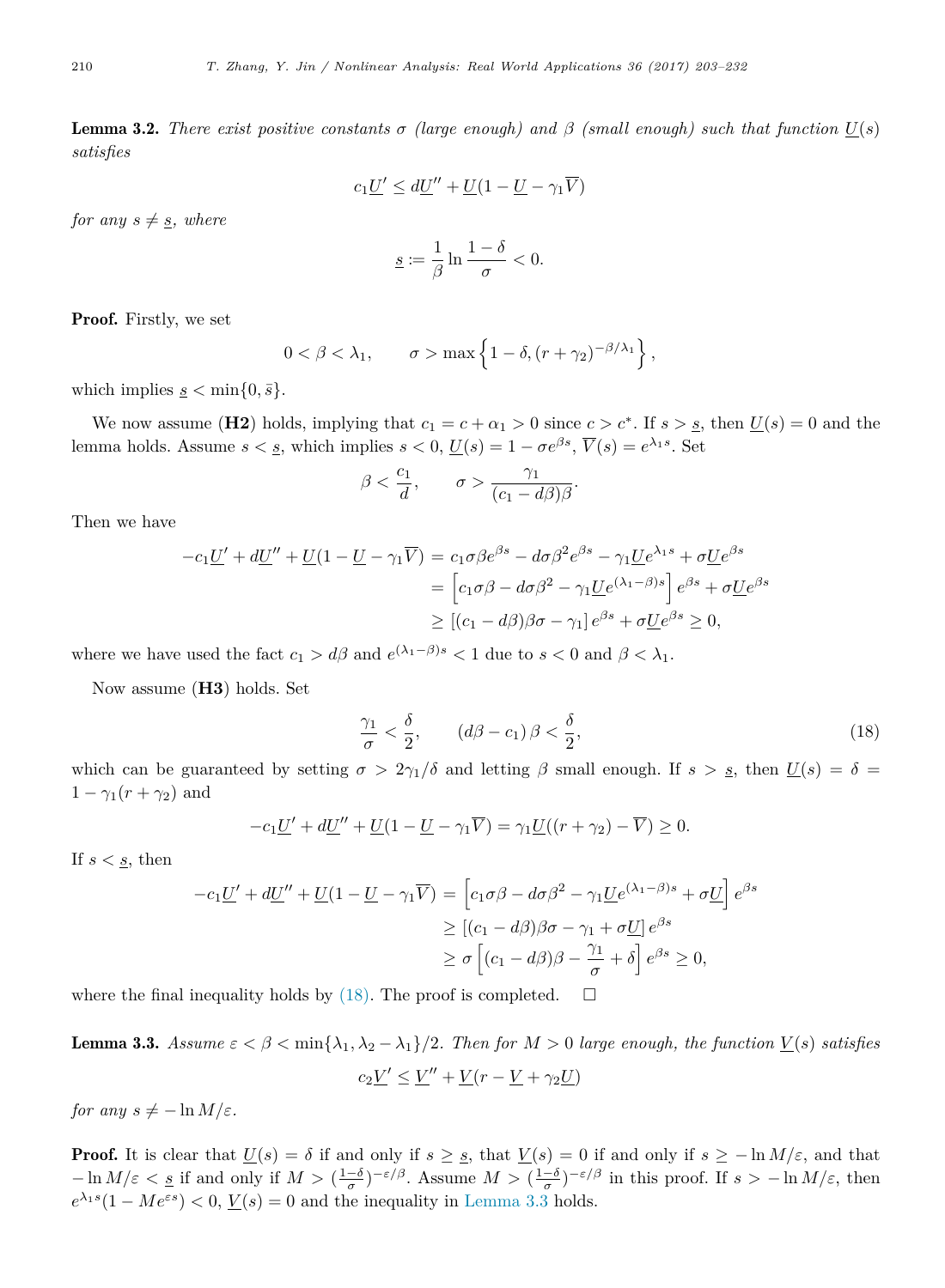**Lemma 3.2.** *There exist positive constants $\sigma$ (large enough) and $\beta$ (small enough) such that function $\underline{U}(s)$ satisfies*

$$c_1\underline{U}' \leq d\underline{U}'' + \underline{U}(1 - \underline{U} - \gamma_1\overline{V})$$

*for any $s \neq \underline{s}$, where*

$$\underline{s} := \frac{1}{\beta}\ln\frac{1-\delta}{\sigma} < 0.$$

**Proof.** Firstly, we set

$$0 < \beta < \lambda_1, \qquad \sigma > \max\left\{1 - \delta, (r + \gamma_2)^{-\beta/\lambda_1}\right\},$$

which implies $\underline{s} < \min\{0, \bar{s}\}$.

We now assume (**H2**) holds, implying that $c_1 = c + \alpha_1 > 0$ since $c > c^*$. If $s > \underline{s}$, then $\underline{U}(s) = 0$ and the lemma holds. Assume $s < \underline{s}$, which implies $s < 0$, $\underline{U}(s) = 1 - \sigma e^{\beta s}$, $\overline{V}(s) = e^{\lambda_1 s}$. Set

$$\beta < \frac{c_1}{d}, \qquad \sigma > \frac{\gamma_1}{(c_1 - d\beta)\beta}.$$

Then we have

$$\begin{aligned}
-c_1\underline{U}' + d\underline{U}'' + \underline{U}(1 - \underline{U} - \gamma_1\overline{V}) &= c_1\sigma\beta e^{\beta s} - d\sigma\beta^2 e^{\beta s} - \gamma_1\underline{U}e^{\lambda_1 s} + \sigma\underline{U}e^{\beta s} \\
&= \left[c_1\sigma\beta - d\sigma\beta^2 - \gamma_1\underline{U}e^{(\lambda_1-\beta)s}\right]e^{\beta s} + \sigma\underline{U}e^{\beta s} \\
&\geq \left[(c_1 - d\beta)\beta\sigma - \gamma_1\right]e^{\beta s} + \sigma\underline{U}e^{\beta s} \geq 0,
\end{aligned}$$

where we have used the fact $c_1 > d\beta$ and $e^{(\lambda_1-\beta)s} < 1$ due to $s < 0$ and $\beta < \lambda_1$.

Now assume (**H3**) holds. Set

$$\frac{\gamma_1}{\sigma} < \frac{\delta}{2}, \qquad (d\beta - c_1)\beta < \frac{\delta}{2}, \tag{18}$$

which can be guaranteed by setting $\sigma > 2\gamma_1/\delta$ and letting $\beta$ small enough. If $s > \underline{s}$, then $\underline{U}(s) = \delta = 1 - \gamma_1(r + \gamma_2)$ and

$$-c_1\underline{U}' + d\underline{U}'' + \underline{U}(1 - \underline{U} - \gamma_1\overline{V}) = \gamma_1\underline{U}((r + \gamma_2) - \overline{V}) \geq 0.$$

If $s < \underline{s}$, then

$$\begin{aligned}
-c_1\underline{U}' + d\underline{U}'' + \underline{U}(1 - \underline{U} - \gamma_1\overline{V}) &= \left[c_1\sigma\beta - d\sigma\beta^2 - \gamma_1\underline{U}e^{(\lambda_1-\beta)s} + \sigma\underline{U}\right]e^{\beta s} \\
&\geq \left[(c_1 - d\beta)\beta\sigma - \gamma_1 + \sigma\underline{U}\right]e^{\beta s} \\
&\geq \sigma\left[(c_1 - d\beta)\beta - \frac{\gamma_1}{\sigma} + \delta\right]e^{\beta s} \geq 0,
\end{aligned}$$

where the final inequality holds by (18). The proof is completed. $\square$

**Lemma 3.3.** *Assume $\varepsilon < \beta < \min\{\lambda_1, \lambda_2 - \lambda_1\}/2$. Then for $M > 0$ large enough, the function $\underline{V}(s)$ satisfies*

$$c_2\underline{V}' \leq \underline{V}'' + \underline{V}(r - \underline{V} + \gamma_2\underline{U})$$

*for any $s \neq -\ln M/\varepsilon$.*

**Proof.** It is clear that $\underline{U}(s) = \delta$ if and only if $s \geq \underline{s}$, that $\underline{V}(s) = 0$ if and only if $s \geq -\ln M/\varepsilon$, and that $-\ln M/\varepsilon < \underline{s}$ if and only if $M > (\frac{1-\delta}{\sigma})^{-\varepsilon/\beta}$. Assume $M > (\frac{1-\delta}{\sigma})^{-\varepsilon/\beta}$ in this proof. If $s > -\ln M/\varepsilon$, then $e^{\lambda_1 s}(1 - Me^{\varepsilon s}) < 0$, $\underline{V}(s) = 0$ and the inequality in Lemma 3.3 holds.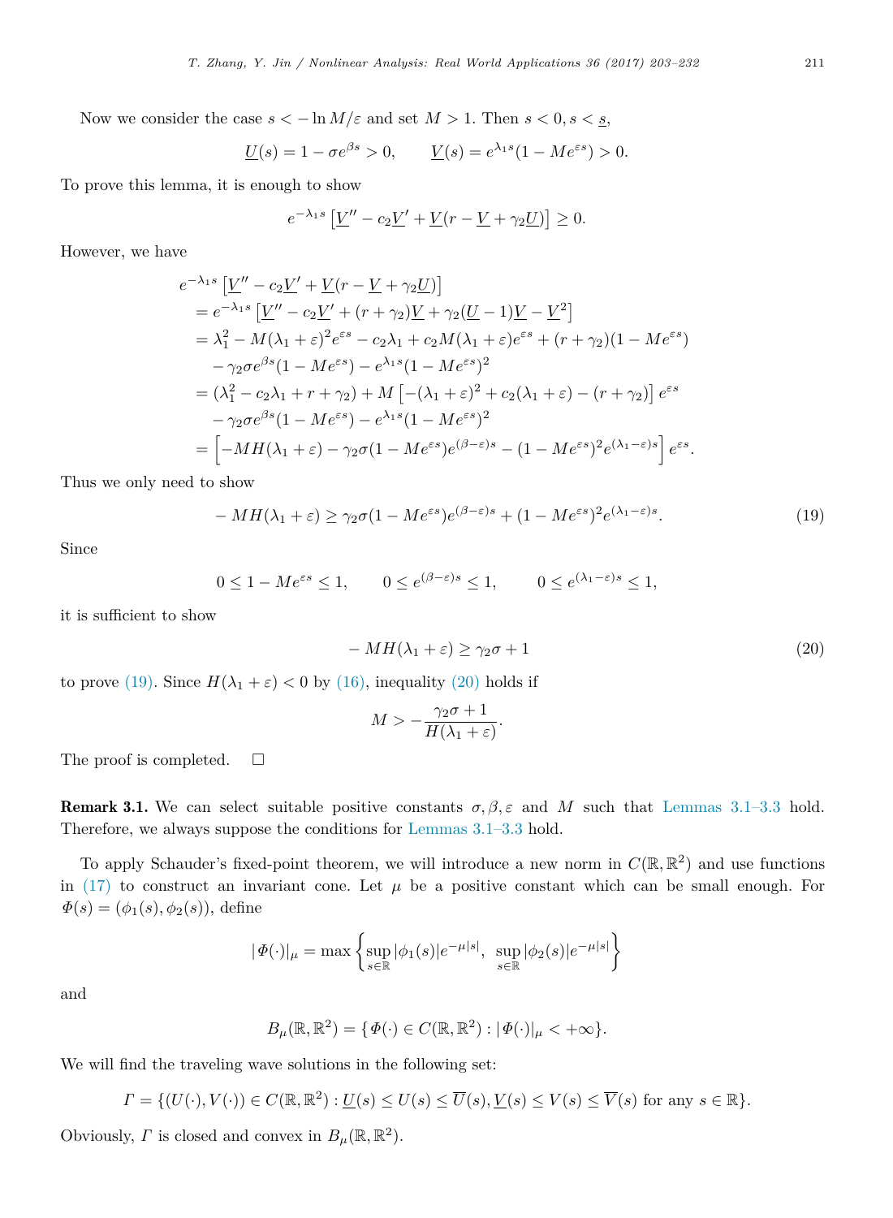Now we consider the case $s < -\ln M/\varepsilon$ and set $M > 1$. Then $s < 0, s < \underline{s}$,

$$\underline{U}(s) = 1 - \sigma e^{\beta s} > 0, \qquad \underline{V}(s) = e^{\lambda_1 s}(1 - Me^{\varepsilon s}) > 0.$$

To prove this lemma, it is enough to show

$$e^{-\lambda_1 s}\left[\underline{V}'' - c_2\underline{V}' + \underline{V}(r - \underline{V} + \gamma_2\underline{U})\right] \geq 0.$$

However, we have

$$\begin{aligned}
&e^{-\lambda_1 s}\left[\underline{V}'' - c_2\underline{V}' + \underline{V}(r - \underline{V} + \gamma_2\underline{U})\right] \\
&\quad = e^{-\lambda_1 s}\left[\underline{V}'' - c_2\underline{V}' + (r + \gamma_2)\underline{V} + \gamma_2(\underline{U} - 1)\underline{V} - \underline{V}^2\right] \\
&\quad = \lambda_1^2 - M(\lambda_1 + \varepsilon)^2 e^{\varepsilon s} - c_2\lambda_1 + c_2 M(\lambda_1 + \varepsilon)e^{\varepsilon s} + (r + \gamma_2)(1 - Me^{\varepsilon s}) \\
&\qquad - \gamma_2\sigma e^{\beta s}(1 - Me^{\varepsilon s}) - e^{\lambda_1 s}(1 - Me^{\varepsilon s})^2 \\
&\quad = (\lambda_1^2 - c_2\lambda_1 + r + \gamma_2) + M\left[-(\lambda_1 + \varepsilon)^2 + c_2(\lambda_1 + \varepsilon) - (r + \gamma_2)\right]e^{\varepsilon s} \\
&\qquad - \gamma_2\sigma e^{\beta s}(1 - Me^{\varepsilon s}) - e^{\lambda_1 s}(1 - Me^{\varepsilon s})^2 \\
&\quad = \left[-MH(\lambda_1 + \varepsilon) - \gamma_2\sigma(1 - Me^{\varepsilon s})e^{(\beta - \varepsilon)s} - (1 - Me^{\varepsilon s})^2 e^{(\lambda_1 - \varepsilon)s}\right]e^{\varepsilon s}.
\end{aligned}$$

Thus we only need to show

$$-MH(\lambda_1 + \varepsilon) \geq \gamma_2\sigma(1 - Me^{\varepsilon s})e^{(\beta - \varepsilon)s} + (1 - Me^{\varepsilon s})^2 e^{(\lambda_1 - \varepsilon)s}. \tag{19}$$

Since

$$0 \leq 1 - Me^{\varepsilon s} \leq 1, \qquad 0 \leq e^{(\beta - \varepsilon)s} \leq 1, \qquad 0 \leq e^{(\lambda_1 - \varepsilon)s} \leq 1,$$

it is sufficient to show

$$-MH(\lambda_1 + \varepsilon) \geq \gamma_2\sigma + 1 \tag{20}$$

to prove (19). Since $H(\lambda_1 + \varepsilon) < 0$ by (16), inequality (20) holds if

$$M > -\frac{\gamma_2\sigma + 1}{H(\lambda_1 + \varepsilon)}.$$

The proof is completed. $\square$

**Remark 3.1.** We can select suitable positive constants $\sigma, \beta, \varepsilon$ and $M$ such that Lemmas 3.1–3.3 hold. Therefore, we always suppose the conditions for Lemmas 3.1–3.3 hold.

To apply Schauder's fixed-point theorem, we will introduce a new norm in $C(\mathbb{R}, \mathbb{R}^2)$ and use functions in (17) to construct an invariant cone. Let $\mu$ be a positive constant which can be small enough. For $\Phi(s) = (\phi_1(s), \phi_2(s))$, define

$$|\Phi(\cdot)|_\mu = \max\left\{\sup_{s\in\mathbb{R}}|\phi_1(s)|e^{-\mu|s|},\ \sup_{s\in\mathbb{R}}|\phi_2(s)|e^{-\mu|s|}\right\}$$

and

$$B_\mu(\mathbb{R}, \mathbb{R}^2) = \{\Phi(\cdot) \in C(\mathbb{R}, \mathbb{R}^2) : |\Phi(\cdot)|_\mu < +\infty\}.$$

We will find the traveling wave solutions in the following set:

$$\Gamma = \{(U(\cdot), V(\cdot)) \in C(\mathbb{R}, \mathbb{R}^2) : \underline{U}(s) \leq U(s) \leq \overline{U}(s), \underline{V}(s) \leq V(s) \leq \overline{V}(s) \text{ for any } s \in \mathbb{R}\}.$$

Obviously, $\Gamma$ is closed and convex in $B_\mu(\mathbb{R}, \mathbb{R}^2)$.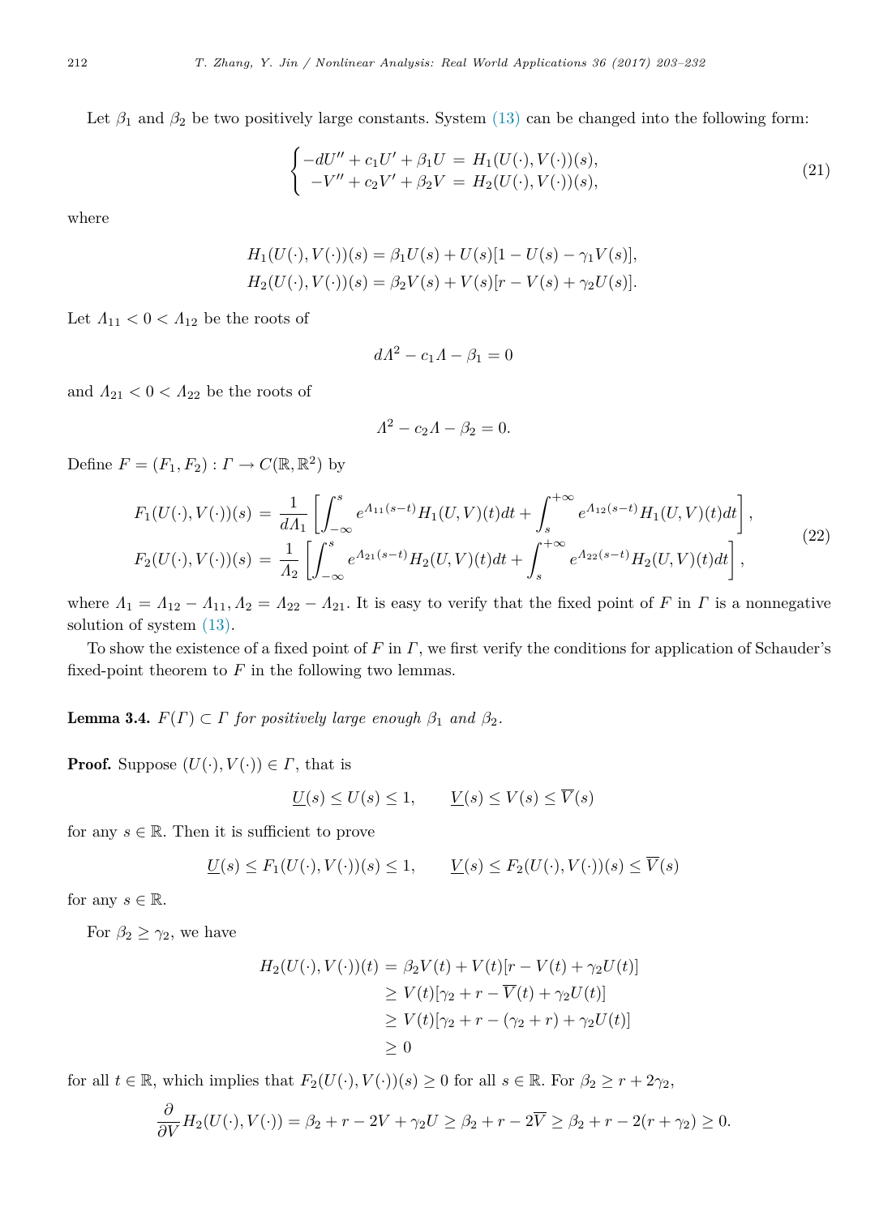Let $\beta_1$ and $\beta_2$ be two positively large constants. System (13) can be changed into the following form:

$$
\begin{cases} -dU'' + c_1 U' + \beta_1 U = H_1(U(\cdot), V(\cdot))(s), \\ -V'' + c_2 V' + \beta_2 V = H_2(U(\cdot), V(\cdot))(s), \end{cases} \tag{21}
$$

where

$$
H_1(U(\cdot), V(\cdot))(s) = \beta_1 U(s) + U(s)[1 - U(s) - \gamma_1 V(s)],
$$
$$
H_2(U(\cdot), V(\cdot))(s) = \beta_2 V(s) + V(s)[r - V(s) + \gamma_2 U(s)].
$$

Let $\Lambda_{11} < 0 < \Lambda_{12}$ be the roots of

$$
d\Lambda^2 - c_1 \Lambda - \beta_1 = 0
$$

and $\Lambda_{21} < 0 < \Lambda_{22}$ be the roots of

$$
\Lambda^2 - c_2 \Lambda - \beta_2 = 0.
$$

Define $F = (F_1, F_2) : \Gamma \to C(\mathbb{R}, \mathbb{R}^2)$ by

$$
\begin{aligned}
F_1(U(\cdot), V(\cdot))(s) &= \frac{1}{d\Lambda_1} \left[ \int_{-\infty}^{s} e^{\Lambda_{11}(s-t)} H_1(U, V)(t) dt + \int_{s}^{+\infty} e^{\Lambda_{12}(s-t)} H_1(U, V)(t) dt \right], \\
F_2(U(\cdot), V(\cdot))(s) &= \frac{1}{\Lambda_2} \left[ \int_{-\infty}^{s} e^{\Lambda_{21}(s-t)} H_2(U, V)(t) dt + \int_{s}^{+\infty} e^{\Lambda_{22}(s-t)} H_2(U, V)(t) dt \right],
\end{aligned} \tag{22}
$$

where $\Lambda_1 = \Lambda_{12} - \Lambda_{11}, \Lambda_2 = \Lambda_{22} - \Lambda_{21}$. It is easy to verify that the fixed point of $F$ in $\Gamma$ is a nonnegative solution of system (13).

To show the existence of a fixed point of $F$ in $\Gamma$, we first verify the conditions for application of Schauder's fixed-point theorem to $F$ in the following two lemmas.

**Lemma 3.4.** *$F(\Gamma) \subset \Gamma$ for positively large enough $\beta_1$ and $\beta_2$.*

**Proof.** Suppose $(U(\cdot), V(\cdot)) \in \Gamma$, that is

$$
\underline{U}(s) \leq U(s) \leq 1, \qquad \underline{V}(s) \leq V(s) \leq \overline{V}(s)
$$

for any $s \in \mathbb{R}$. Then it is sufficient to prove

$$
\underline{U}(s) \leq F_1(U(\cdot), V(\cdot))(s) \leq 1, \qquad \underline{V}(s) \leq F_2(U(\cdot), V(\cdot))(s) \leq \overline{V}(s)
$$

for any $s \in \mathbb{R}$.

For $\beta_2 \geq \gamma_2$, we have

$$
\begin{aligned}
H_2(U(\cdot), V(\cdot))(t) &= \beta_2 V(t) + V(t)[r - V(t) + \gamma_2 U(t)] \\
&\geq V(t)[\gamma_2 + r - \overline{V}(t) + \gamma_2 U(t)] \\
&\geq V(t)[\gamma_2 + r - (\gamma_2 + r) + \gamma_2 U(t)] \\
&\geq 0
\end{aligned}
$$

for all $t \in \mathbb{R}$, which implies that $F_2(U(\cdot), V(\cdot))(s) \geq 0$ for all $s \in \mathbb{R}$. For $\beta_2 \geq r + 2\gamma_2$,

$$
\frac{\partial}{\partial V} H_2(U(\cdot), V(\cdot)) = \beta_2 + r - 2V + \gamma_2 U \geq \beta_2 + r - 2\overline{V} \geq \beta_2 + r - 2(r + \gamma_2) \geq 0.
$$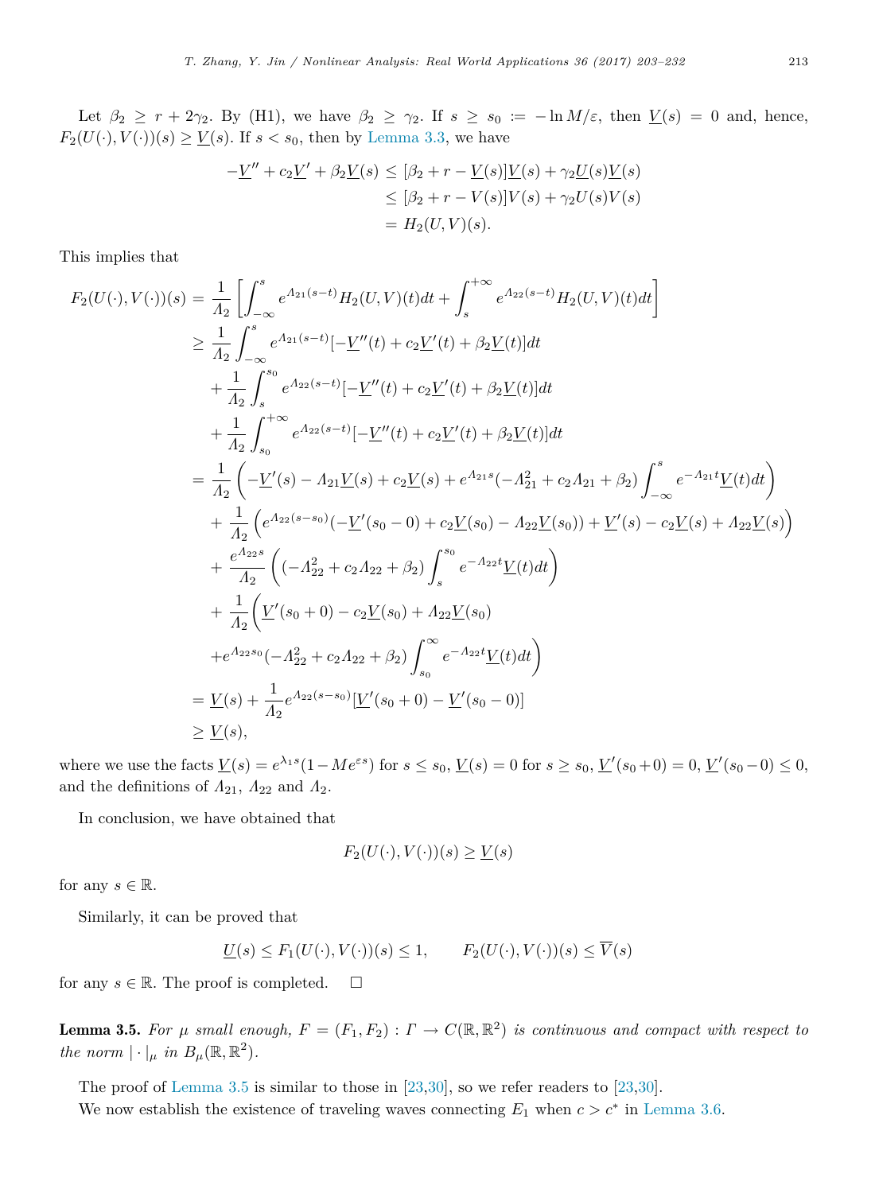Let $\beta_2 \geq r + 2\gamma_2$. By (H1), we have $\beta_2 \geq \gamma_2$. If $s \geq s_0 := -\ln M/\varepsilon$, then $\underline{V}(s) = 0$ and, hence, $F_2(U(\cdot), V(\cdot))(s) \geq \underline{V}(s)$. If $s < s_0$, then by Lemma 3.3, we have

$$
\begin{aligned}
-\underline{V}'' + c_2\underline{V}' + \beta_2\underline{V}(s) &\leq [\beta_2 + r - \underline{V}(s)]\underline{V}(s) + \gamma_2\underline{U}(s)\underline{V}(s) \\
&\leq [\beta_2 + r - V(s)]V(s) + \gamma_2 U(s)V(s) \\
&= H_2(U, V)(s).
\end{aligned}
$$

This implies that

$$
\begin{aligned}
F_2(U(\cdot), V(\cdot))(s) &= \frac{1}{\Lambda_2}\left[\int_{-\infty}^{s} e^{\Lambda_{21}(s-t)} H_2(U, V)(t)dt + \int_{s}^{+\infty} e^{\Lambda_{22}(s-t)} H_2(U, V)(t)dt\right] \\
&\geq \frac{1}{\Lambda_2}\int_{-\infty}^{s} e^{\Lambda_{21}(s-t)}[-\underline{V}''(t) + c_2\underline{V}'(t) + \beta_2\underline{V}(t)]dt \\
&\quad + \frac{1}{\Lambda_2}\int_{s}^{s_0} e^{\Lambda_{22}(s-t)}[-\underline{V}''(t) + c_2\underline{V}'(t) + \beta_2\underline{V}(t)]dt \\
&\quad + \frac{1}{\Lambda_2}\int_{s_0}^{+\infty} e^{\Lambda_{22}(s-t)}[-\underline{V}''(t) + c_2\underline{V}'(t) + \beta_2\underline{V}(t)]dt \\
&= \frac{1}{\Lambda_2}\left(-\underline{V}'(s) - \Lambda_{21}\underline{V}(s) + c_2\underline{V}(s) + e^{\Lambda_{21}s}(-\Lambda_{21}^2 + c_2\Lambda_{21} + \beta_2)\int_{-\infty}^{s} e^{-\Lambda_{21}t}\underline{V}(t)dt\right) \\
&\quad + \frac{1}{\Lambda_2}\left(e^{\Lambda_{22}(s-s_0)}(-\underline{V}'(s_0 - 0) + c_2\underline{V}(s_0) - \Lambda_{22}\underline{V}(s_0)) + \underline{V}'(s) - c_2\underline{V}(s) + \Lambda_{22}\underline{V}(s)\right) \\
&\quad + \frac{e^{\Lambda_{22}s}}{\Lambda_2}\left((-\Lambda_{22}^2 + c_2\Lambda_{22} + \beta_2)\int_{s}^{s_0} e^{-\Lambda_{22}t}\underline{V}(t)dt\right) \\
&\quad + \frac{1}{\Lambda_2}\Bigg(\underline{V}'(s_0 + 0) - c_2\underline{V}(s_0) + \Lambda_{22}\underline{V}(s_0) \\
&\quad + e^{\Lambda_{22}s_0}(-\Lambda_{22}^2 + c_2\Lambda_{22} + \beta_2)\int_{s_0}^{\infty} e^{-\Lambda_{22}t}\underline{V}(t)dt\Bigg) \\
&= \underline{V}(s) + \frac{1}{\Lambda_2}e^{\Lambda_{22}(s-s_0)}[\underline{V}'(s_0 + 0) - \underline{V}'(s_0 - 0)] \\
&\geq \underline{V}(s),
\end{aligned}
$$

where we use the facts $\underline{V}(s) = e^{\lambda_1 s}(1 - Me^{\varepsilon s})$ for $s \leq s_0$, $\underline{V}(s) = 0$ for $s \geq s_0$, $\underline{V}'(s_0 + 0) = 0$, $\underline{V}'(s_0 - 0) \leq 0$, and the definitions of $\Lambda_{21}$, $\Lambda_{22}$ and $\Lambda_2$.

In conclusion, we have obtained that

$$
F_2(U(\cdot), V(\cdot))(s) \geq \underline{V}(s)
$$

for any $s \in \mathbb{R}$.

Similarly, it can be proved that

$$
\underline{U}(s) \leq F_1(U(\cdot), V(\cdot))(s) \leq 1, \qquad F_2(U(\cdot), V(\cdot))(s) \leq \overline{V}(s)
$$

for any $s \in \mathbb{R}$. The proof is completed. □

**Lemma 3.5.** *For $\mu$ small enough, $F = (F_1, F_2) : \Gamma \to C(\mathbb{R}, \mathbb{R}^2)$ is continuous and compact with respect to the norm $|\cdot|_\mu$ in $B_\mu(\mathbb{R}, \mathbb{R}^2)$.*

The proof of Lemma 3.5 is similar to those in [23,30], so we refer readers to [23,30].

We now establish the existence of traveling waves connecting $E_1$ when $c > c^*$ in Lemma 3.6.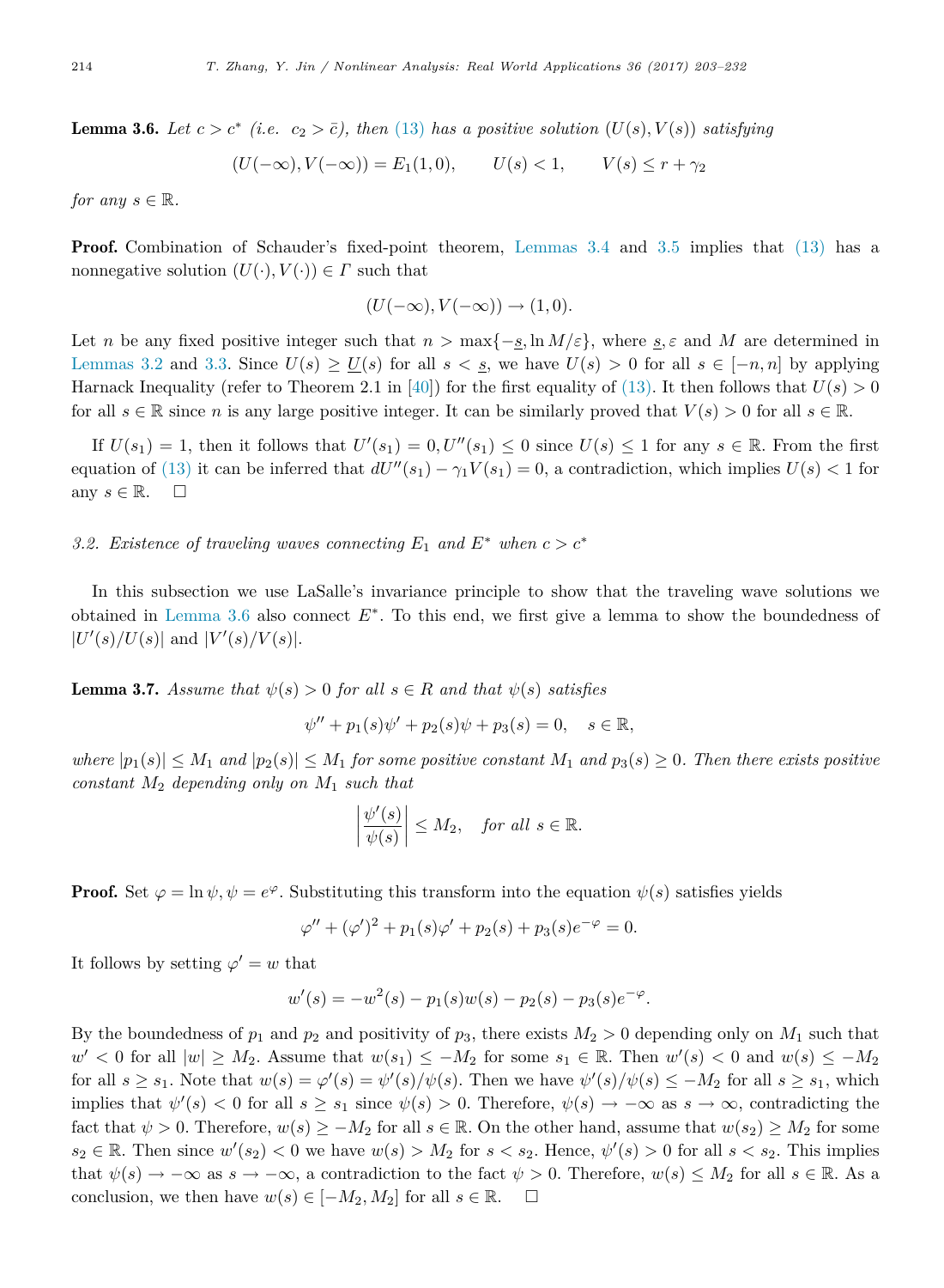**Lemma 3.6.** *Let $c > c^*$ (i.e. $c_2 > \bar{c}$), then (13) has a positive solution $(U(s), V(s))$ satisfying*

$$(U(-\infty), V(-\infty)) = E_1(1, 0), \qquad U(s) < 1, \qquad V(s) \le r + \gamma_2$$

*for any $s \in \mathbb{R}$.*

**Proof.** Combination of Schauder's fixed-point theorem, Lemmas 3.4 and 3.5 implies that (13) has a nonnegative solution $(U(\cdot), V(\cdot)) \in \Gamma$ such that

$$(U(-\infty), V(-\infty)) \to (1, 0).$$

Let $n$ be any fixed positive integer such that $n > \max\{-\underline{s}, \ln M/\varepsilon\}$, where $\underline{s}, \varepsilon$ and $M$ are determined in Lemmas 3.2 and 3.3. Since $U(s) \ge \underline{U}(s)$ for all $s < \underline{s}$, we have $U(s) > 0$ for all $s \in [-n, n]$ by applying Harnack Inequality (refer to Theorem 2.1 in [40]) for the first equality of (13). It then follows that $U(s) > 0$ for all $s \in \mathbb{R}$ since $n$ is any large positive integer. It can be similarly proved that $V(s) > 0$ for all $s \in \mathbb{R}$.

If $U(s_1) = 1$, then it follows that $U'(s_1) = 0, U''(s_1) \le 0$ since $U(s) \le 1$ for any $s \in \mathbb{R}$. From the first equation of (13) it can be inferred that $dU''(s_1) - \gamma_1 V(s_1) = 0$, a contradiction, which implies $U(s) < 1$ for any $s \in \mathbb{R}$. $\square$

*3.2. Existence of traveling waves connecting $E_1$ and $E^*$ when $c > c^*$*

In this subsection we use LaSalle's invariance principle to show that the traveling wave solutions we obtained in Lemma 3.6 also connect $E^*$. To this end, we first give a lemma to show the boundedness of $|U'(s)/U(s)|$ and $|V'(s)/V(s)|$.

**Lemma 3.7.** *Assume that $\psi(s) > 0$ for all $s \in R$ and that $\psi(s)$ satisfies*

$$\psi'' + p_1(s)\psi' + p_2(s)\psi + p_3(s) = 0, \quad s \in \mathbb{R},$$

*where $|p_1(s)| \le M_1$ and $|p_2(s)| \le M_1$ for some positive constant $M_1$ and $p_3(s) \ge 0$. Then there exists positive constant $M_2$ depending only on $M_1$ such that*

$$\left|\frac{\psi'(s)}{\psi(s)}\right| \le M_2, \quad \textit{for all } s \in \mathbb{R}.$$

**Proof.** Set $\varphi = \ln \psi, \psi = e^{\varphi}$. Substituting this transform into the equation $\psi(s)$ satisfies yields

$$\varphi'' + (\varphi')^2 + p_1(s)\varphi' + p_2(s) + p_3(s)e^{-\varphi} = 0.$$

It follows by setting $\varphi' = w$ that

$$w'(s) = -w^2(s) - p_1(s)w(s) - p_2(s) - p_3(s)e^{-\varphi}.$$

By the boundedness of $p_1$ and $p_2$ and positivity of $p_3$, there exists $M_2 > 0$ depending only on $M_1$ such that $w' < 0$ for all $|w| \ge M_2$. Assume that $w(s_1) \le -M_2$ for some $s_1 \in \mathbb{R}$. Then $w'(s) < 0$ and $w(s) \le -M_2$ for all $s \ge s_1$. Note that $w(s) = \varphi'(s) = \psi'(s)/\psi(s)$. Then we have $\psi'(s)/\psi(s) \le -M_2$ for all $s \ge s_1$, which implies that $\psi'(s) < 0$ for all $s \ge s_1$ since $\psi(s) > 0$. Therefore, $\psi(s) \to -\infty$ as $s \to \infty$, contradicting the fact that $\psi > 0$. Therefore, $w(s) \ge -M_2$ for all $s \in \mathbb{R}$. On the other hand, assume that $w(s_2) \ge M_2$ for some $s_2 \in \mathbb{R}$. Then since $w'(s_2) < 0$ we have $w(s) > M_2$ for $s < s_2$. Hence, $\psi'(s) > 0$ for all $s < s_2$. This implies that $\psi(s) \to -\infty$ as $s \to -\infty$, a contradiction to the fact $\psi > 0$. Therefore, $w(s) \le M_2$ for all $s \in \mathbb{R}$. As a conclusion, we then have $w(s) \in [-M_2, M_2]$ for all $s \in \mathbb{R}$. $\square$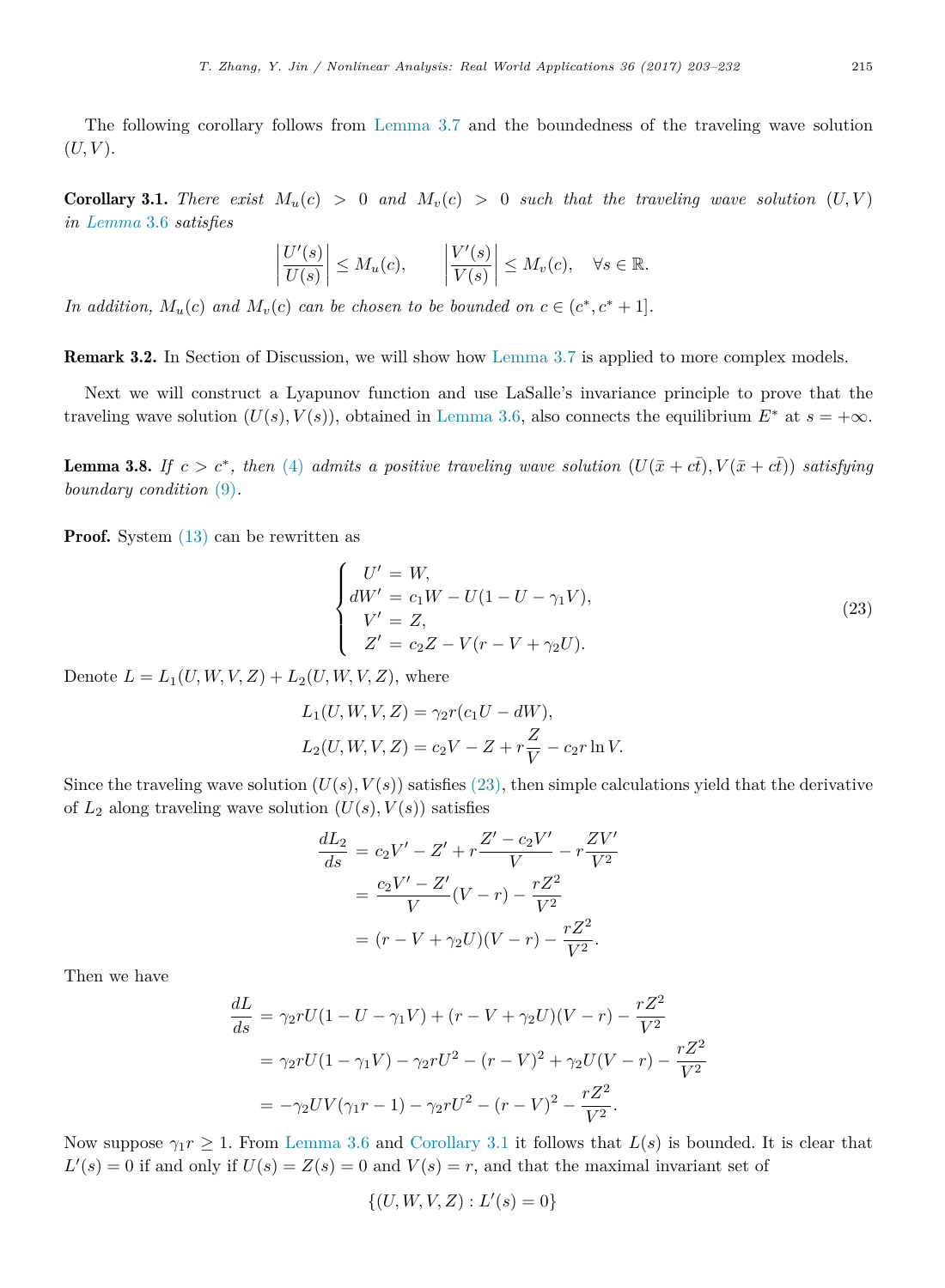The following corollary follows from Lemma 3.7 and the boundedness of the traveling wave solution $(U, V)$.

**Corollary 3.1.** *There exist $M_u(c) > 0$ and $M_v(c) > 0$ such that the traveling wave solution $(U, V)$ in Lemma 3.6 satisfies*

$$\left|\frac{U'(s)}{U(s)}\right| \leq M_u(c), \qquad \left|\frac{V'(s)}{V(s)}\right| \leq M_v(c), \quad \forall s \in \mathbb{R}.$$

*In addition, $M_u(c)$ and $M_v(c)$ can be chosen to be bounded on $c \in (c^*, c^* + 1]$.*

**Remark 3.2.** In Section of Discussion, we will show how Lemma 3.7 is applied to more complex models.

Next we will construct a Lyapunov function and use LaSalle's invariance principle to prove that the traveling wave solution $(U(s), V(s))$, obtained in Lemma 3.6, also connects the equilibrium $E^*$ at $s = +\infty$.

**Lemma 3.8.** *If $c > c^*$, then (4) admits a positive traveling wave solution $(U(\bar{x} + c\bar{t}), V(\bar{x} + c\bar{t}))$ satisfying boundary condition (9).*

**Proof.** System (13) can be rewritten as

$$\begin{cases} U' = W, \\ dW' = c_1 W - U(1 - U - \gamma_1 V), \\ V' = Z, \\ Z' = c_2 Z - V(r - V + \gamma_2 U). \end{cases} \tag{23}$$

Denote $L = L_1(U, W, V, Z) + L_2(U, W, V, Z)$, where

$$L_1(U, W, V, Z) = \gamma_2 r(c_1 U - dW),$$
$$L_2(U, W, V, Z) = c_2 V - Z + r\frac{Z}{V} - c_2 r \ln V.$$

Since the traveling wave solution $(U(s), V(s))$ satisfies (23), then simple calculations yield that the derivative of $L_2$ along traveling wave solution $(U(s), V(s))$ satisfies

$$\begin{aligned} \frac{dL_2}{ds} &= c_2 V' - Z' + r\frac{Z' - c_2 V'}{V} - r\frac{ZV'}{V^2} \\ &= \frac{c_2 V' - Z'}{V}(V - r) - \frac{rZ^2}{V^2} \\ &= (r - V + \gamma_2 U)(V - r) - \frac{rZ^2}{V^2}. \end{aligned}$$

Then we have

$$\begin{aligned} \frac{dL}{ds} &= \gamma_2 r U(1 - U - \gamma_1 V) + (r - V + \gamma_2 U)(V - r) - \frac{rZ^2}{V^2} \\ &= \gamma_2 r U(1 - \gamma_1 V) - \gamma_2 r U^2 - (r - V)^2 + \gamma_2 U(V - r) - \frac{rZ^2}{V^2} \\ &= -\gamma_2 UV(\gamma_1 r - 1) - \gamma_2 r U^2 - (r - V)^2 - \frac{rZ^2}{V^2}. \end{aligned}$$

Now suppose $\gamma_1 r \geq 1$. From Lemma 3.6 and Corollary 3.1 it follows that $L(s)$ is bounded. It is clear that $L'(s) = 0$ if and only if $U(s) = Z(s) = 0$ and $V(s) = r$, and that the maximal invariant set of

$$\{(U, W, V, Z) : L'(s) = 0\}$$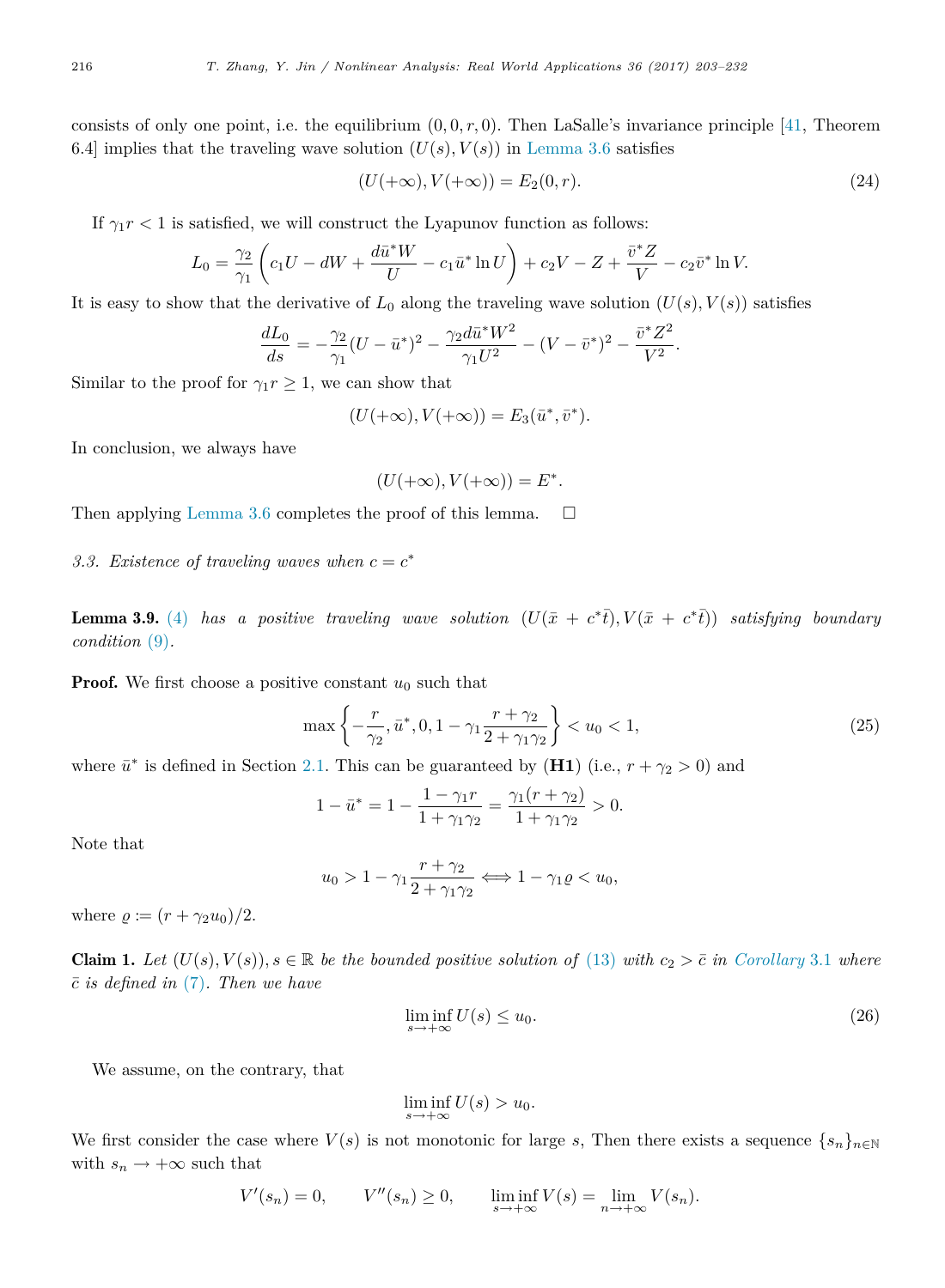consists of only one point, i.e. the equilibrium $(0,0,r,0)$. Then LaSalle's invariance principle [41, Theorem 6.4] implies that the traveling wave solution $(U(s),V(s))$ in Lemma 3.6 satisfies

$$(U(+\infty),V(+\infty)) = E_2(0,r). \tag{24}$$

If $\gamma_1 r < 1$ is satisfied, we will construct the Lyapunov function as follows:

$$L_0 = \frac{\gamma_2}{\gamma_1}\left(c_1 U - dW + \frac{d\bar{u}^* W}{U} - c_1\bar{u}^*\ln U\right) + c_2 V - Z + \frac{\bar{v}^* Z}{V} - c_2\bar{v}^*\ln V.$$

It is easy to show that the derivative of $L_0$ along the traveling wave solution $(U(s),V(s))$ satisfies

$$\frac{dL_0}{ds} = -\frac{\gamma_2}{\gamma_1}(U-\bar{u}^*)^2 - \frac{\gamma_2 d\bar{u}^* W^2}{\gamma_1 U^2} - (V-\bar{v}^*)^2 - \frac{\bar{v}^* Z^2}{V^2}.$$

Similar to the proof for $\gamma_1 r \geq 1$, we can show that

$$(U(+\infty),V(+\infty)) = E_3(\bar{u}^*,\bar{v}^*).$$

In conclusion, we always have

$$(U(+\infty),V(+\infty)) = E^*.$$

Then applying Lemma 3.6 completes the proof of this lemma. $\square$

### 3.3. Existence of traveling waves when $c = c^*$

**Lemma 3.9.** *(4) has a positive traveling wave solution $(U(\bar{x}+c^*\bar{t}),V(\bar{x}+c^*\bar{t}))$ satisfying boundary condition (9).*

**Proof.** We first choose a positive constant $u_0$ such that

$$\max\left\{-\frac{r}{\gamma_2},\bar{u}^*,0,1-\gamma_1\frac{r+\gamma_2}{2+\gamma_1\gamma_2}\right\} < u_0 < 1, \tag{25}$$

where $\bar{u}^*$ is defined in Section 2.1. This can be guaranteed by **(H1)** (i.e., $r+\gamma_2>0$) and

$$1-\bar{u}^* = 1-\frac{1-\gamma_1 r}{1+\gamma_1\gamma_2} = \frac{\gamma_1(r+\gamma_2)}{1+\gamma_1\gamma_2} > 0.$$

Note that

$$u_0 > 1-\gamma_1\frac{r+\gamma_2}{2+\gamma_1\gamma_2} \Longleftrightarrow 1-\gamma_1\varrho < u_0,$$

where $\varrho := (r+\gamma_2 u_0)/2$.

**Claim 1.** *Let $(U(s),V(s)), s\in\mathbb{R}$ be the bounded positive solution of (13) with $c_2>\bar{c}$ in Corollary 3.1 where $\bar{c}$ is defined in (7). Then we have*

$$\liminf_{s\to+\infty} U(s) \leq u_0. \tag{26}$$

We assume, on the contrary, that

$$\liminf_{s\to+\infty} U(s) > u_0.$$

We first consider the case where $V(s)$ is not monotonic for large $s$, Then there exists a sequence $\{s_n\}_{n\in\mathbb{N}}$ with $s_n\to+\infty$ such that

$$V'(s_n)=0, \qquad V''(s_n)\geq 0, \qquad \liminf_{s\to+\infty} V(s) = \lim_{n\to+\infty} V(s_n).$$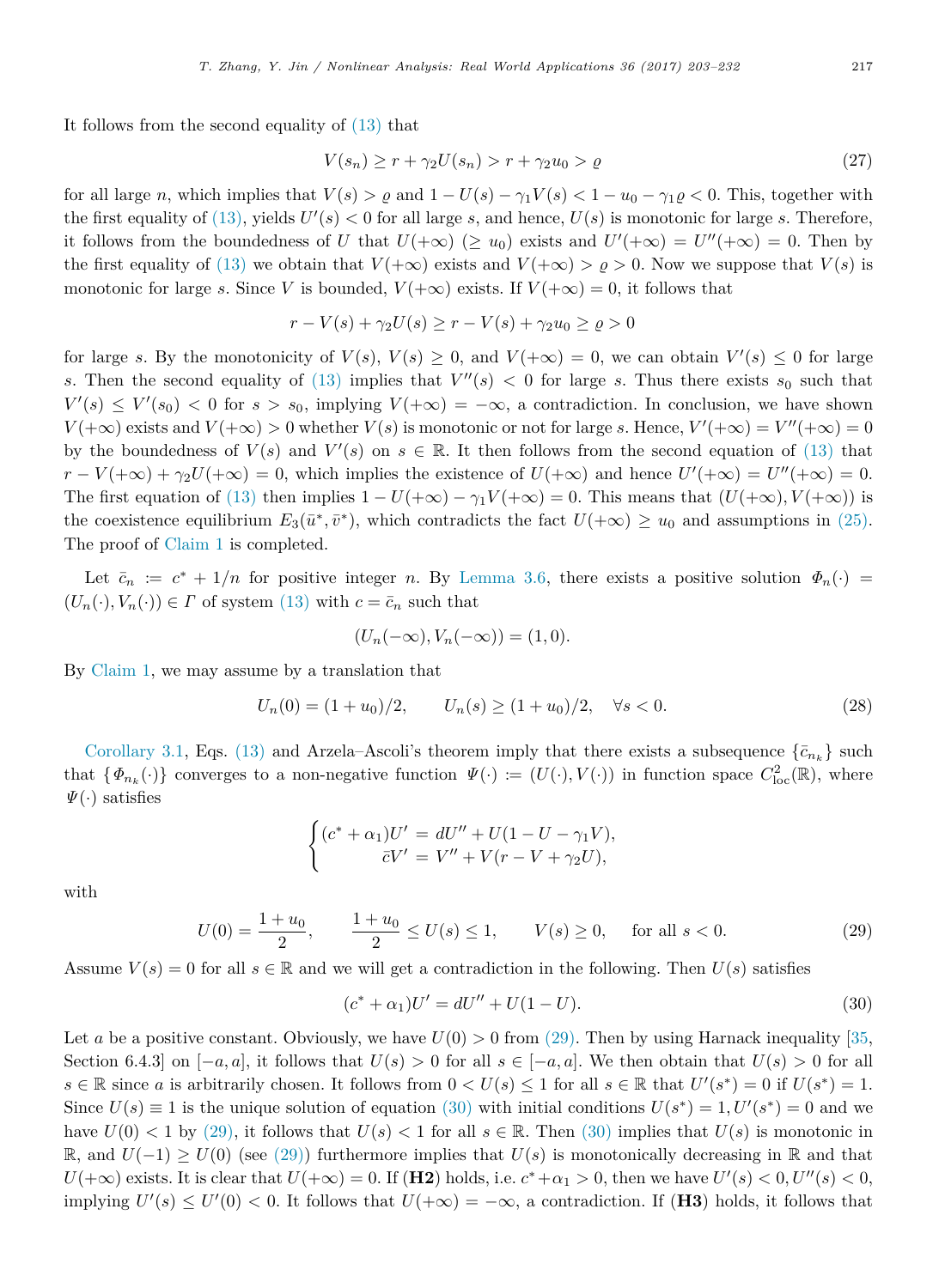It follows from the second equality of (13) that

$$V(s_n) \geq r + \gamma_2 U(s_n) > r + \gamma_2 u_0 > \varrho \tag{27}$$

for all large $n$, which implies that $V(s) > \varrho$ and $1 - U(s) - \gamma_1 V(s) < 1 - u_0 - \gamma_1 \varrho < 0$. This, together with the first equality of (13), yields $U'(s) < 0$ for all large $s$, and hence, $U(s)$ is monotonic for large $s$. Therefore, it follows from the boundedness of $U$ that $U(+\infty)$ $(\geq u_0)$ exists and $U'(+\infty) = U''(+\infty) = 0$. Then by the first equality of (13) we obtain that $V(+\infty)$ exists and $V(+\infty) > \varrho > 0$. Now we suppose that $V(s)$ is monotonic for large $s$. Since $V$ is bounded, $V(+\infty)$ exists. If $V(+\infty) = 0$, it follows that

$$r - V(s) + \gamma_2 U(s) \geq r - V(s) + \gamma_2 u_0 \geq \varrho > 0$$

for large $s$. By the monotonicity of $V(s)$, $V(s) \geq 0$, and $V(+\infty) = 0$, we can obtain $V'(s) \leq 0$ for large $s$. Then the second equality of (13) implies that $V''(s) < 0$ for large $s$. Thus there exists $s_0$ such that $V'(s) \leq V'(s_0) < 0$ for $s > s_0$, implying $V(+\infty) = -\infty$, a contradiction. In conclusion, we have shown $V(+\infty)$ exists and $V(+\infty) > 0$ whether $V(s)$ is monotonic or not for large $s$. Hence, $V'(+\infty) = V''(+\infty) = 0$ by the boundedness of $V(s)$ and $V'(s)$ on $s \in \mathbb{R}$. It then follows from the second equation of (13) that $r - V(+\infty) + \gamma_2 U(+\infty) = 0$, which implies the existence of $U(+\infty)$ and hence $U'(+\infty) = U''(+\infty) = 0$. The first equation of (13) then implies $1 - U(+\infty) - \gamma_1 V(+\infty) = 0$. This means that $(U(+\infty), V(+\infty))$ is the coexistence equilibrium $E_3(\bar{u}^*, \bar{v}^*)$, which contradicts the fact $U(+\infty) \geq u_0$ and assumptions in (25). The proof of Claim 1 is completed.

Let $\bar{c}_n := c^* + 1/n$ for positive integer $n$. By Lemma 3.6, there exists a positive solution $\Phi_n(\cdot) = (U_n(\cdot), V_n(\cdot)) \in \Gamma$ of system (13) with $c = \bar{c}_n$ such that

$$(U_n(-\infty), V_n(-\infty)) = (1, 0).$$

By Claim 1, we may assume by a translation that

$$U_n(0) = (1 + u_0)/2, \qquad U_n(s) \geq (1 + u_0)/2, \quad \forall s < 0. \tag{28}$$

Corollary 3.1, Eqs. (13) and Arzela–Ascoli's theorem imply that there exists a subsequence $\{\bar{c}_{n_k}\}$ such that $\{\Phi_{n_k}(\cdot)\}$ converges to a non-negative function $\Psi(\cdot) := (U(\cdot), V(\cdot))$ in function space $C^2_{\text{loc}}(\mathbb{R})$, where $\Psi(\cdot)$ satisfies

$$\begin{cases} (c^* + \alpha_1)U' = dU'' + U(1 - U - \gamma_1 V), \\ \qquad\qquad \bar{c}V' = V'' + V(r - V + \gamma_2 U), \end{cases}$$

with

$$U(0) = \frac{1 + u_0}{2}, \qquad \frac{1 + u_0}{2} \leq U(s) \leq 1, \qquad V(s) \geq 0, \qquad \text{for all } s < 0. \tag{29}$$

Assume $V(s) = 0$ for all $s \in \mathbb{R}$ and we will get a contradiction in the following. Then $U(s)$ satisfies

$$(c^* + \alpha_1)U' = dU'' + U(1 - U). \tag{30}$$

Let $a$ be a positive constant. Obviously, we have $U(0) > 0$ from (29). Then by using Harnack inequality [35, Section 6.4.3] on $[-a, a]$, it follows that $U(s) > 0$ for all $s \in [-a, a]$. We then obtain that $U(s) > 0$ for all $s \in \mathbb{R}$ since $a$ is arbitrarily chosen. It follows from $0 < U(s) \leq 1$ for all $s \in \mathbb{R}$ that $U'(s^*) = 0$ if $U(s^*) = 1$. Since $U(s) \equiv 1$ is the unique solution of equation (30) with initial conditions $U(s^*) = 1, U'(s^*) = 0$ and we have $U(0) < 1$ by (29), it follows that $U(s) < 1$ for all $s \in \mathbb{R}$. Then (30) implies that $U(s)$ is monotonic in $\mathbb{R}$, and $U(-1) \geq U(0)$ (see (29)) furthermore implies that $U(s)$ is monotonically decreasing in $\mathbb{R}$ and that $U(+\infty)$ exists. It is clear that $U(+\infty) = 0$. If **(H2)** holds, i.e. $c^* + \alpha_1 > 0$, then we have $U'(s) < 0, U''(s) < 0$, implying $U'(s) \leq U'(0) < 0$. It follows that $U(+\infty) = -\infty$, a contradiction. If **(H3)** holds, it follows that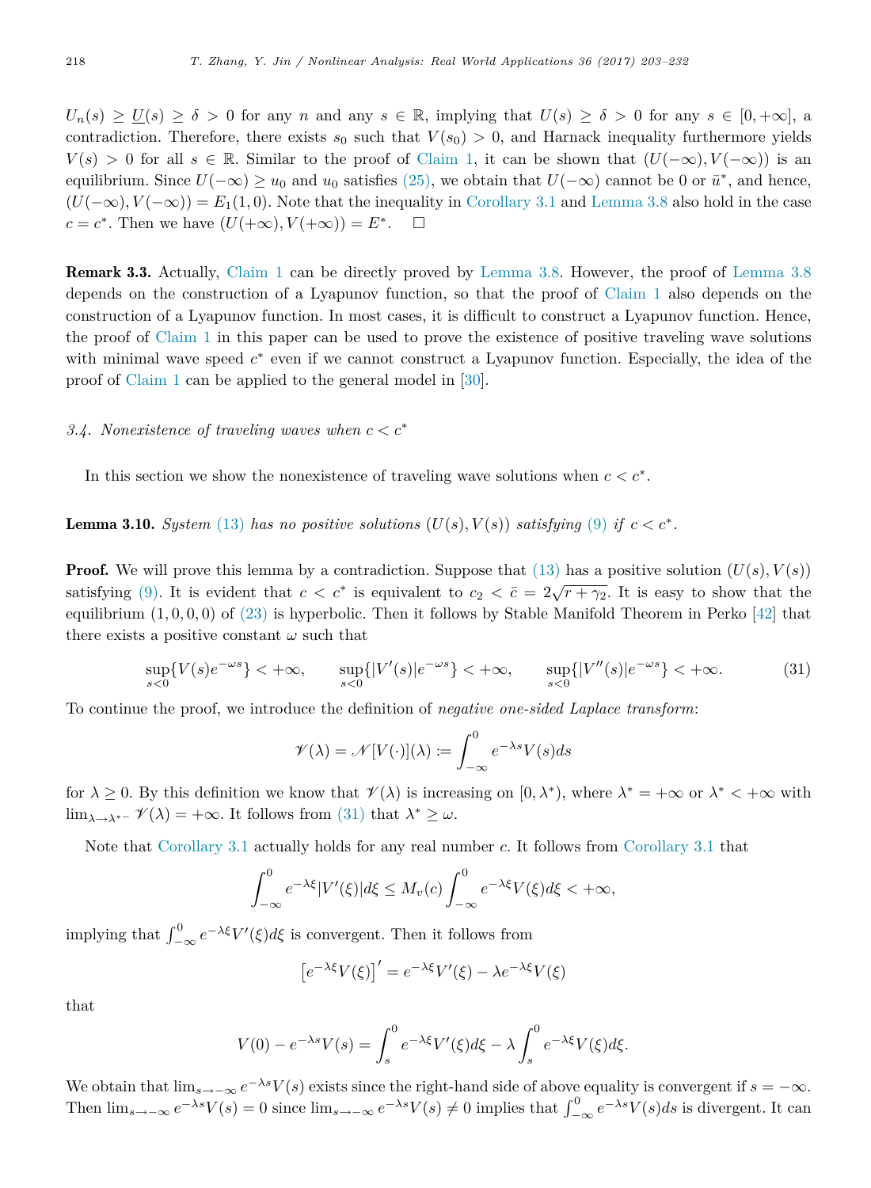$U_n(s) \geq \underline{U}(s) \geq \delta > 0$ for any $n$ and any $s \in \mathbb{R}$, implying that $U(s) \geq \delta > 0$ for any $s \in [0, +\infty]$, a contradiction. Therefore, there exists $s_0$ such that $V(s_0) > 0$, and Harnack inequality furthermore yields $V(s) > 0$ for all $s \in \mathbb{R}$. Similar to the proof of Claim 1, it can be shown that $(U(-\infty), V(-\infty))$ is an equilibrium. Since $U(-\infty) \geq u_0$ and $u_0$ satisfies (25), we obtain that $U(-\infty)$ cannot be 0 or $\bar{u}^*$, and hence, $(U(-\infty), V(-\infty)) = E_1(1, 0)$. Note that the inequality in Corollary 3.1 and Lemma 3.8 also hold in the case $c = c^*$. Then we have $(U(+\infty), V(+\infty)) = E^*$. $\square$

**Remark 3.3.** Actually, Claim 1 can be directly proved by Lemma 3.8. However, the proof of Lemma 3.8 depends on the construction of a Lyapunov function, so that the proof of Claim 1 also depends on the construction of a Lyapunov function. In most cases, it is difficult to construct a Lyapunov function. Hence, the proof of Claim 1 in this paper can be used to prove the existence of positive traveling wave solutions with minimal wave speed $c^*$ even if we cannot construct a Lyapunov function. Especially, the idea of the proof of Claim 1 can be applied to the general model in [30].

### *3.4. Nonexistence of traveling waves when $c < c^*$*

In this section we show the nonexistence of traveling wave solutions when $c < c^*$.

**Lemma 3.10.** *System (13) has no positive solutions $(U(s), V(s))$ satisfying (9) if $c < c^*$.*

**Proof.** We will prove this lemma by a contradiction. Suppose that (13) has a positive solution $(U(s), V(s))$ satisfying (9). It is evident that $c < c^*$ is equivalent to $c_2 < \bar{c} = 2\sqrt{r + \gamma_2}$. It is easy to show that the equilibrium $(1, 0, 0, 0)$ of (23) is hyperbolic. Then it follows by Stable Manifold Theorem in Perko [42] that there exists a positive constant $\omega$ such that

$$\sup_{s<0}\{V(s)e^{-\omega s}\} < +\infty, \qquad \sup_{s<0}\{|V'(s)|e^{-\omega s}\} < +\infty, \qquad \sup_{s<0}\{|V''(s)|e^{-\omega s}\} < +\infty. \tag{31}$$

To continue the proof, we introduce the definition of *negative one-sided Laplace transform*:

$$\mathscr{V}(\lambda) = \mathscr{N}[V(\cdot)](\lambda) := \int_{-\infty}^{0} e^{-\lambda s} V(s) ds$$

for $\lambda \geq 0$. By this definition we know that $\mathscr{V}(\lambda)$ is increasing on $[0, \lambda^*)$, where $\lambda^* = +\infty$ or $\lambda^* < +\infty$ with $\lim_{\lambda \to \lambda^{*-}} \mathscr{V}(\lambda) = +\infty$. It follows from (31) that $\lambda^* \geq \omega$.

Note that Corollary 3.1 actually holds for any real number $c$. It follows from Corollary 3.1 that

$$\int_{-\infty}^{0} e^{-\lambda\xi} |V'(\xi)| d\xi \leq M_v(c) \int_{-\infty}^{0} e^{-\lambda\xi} V(\xi) d\xi < +\infty,$$

implying that $\int_{-\infty}^{0} e^{-\lambda\xi} V'(\xi) d\xi$ is convergent. Then it follows from

$$\left[e^{-\lambda\xi} V(\xi)\right]' = e^{-\lambda\xi} V'(\xi) - \lambda e^{-\lambda\xi} V(\xi)$$

that

$$V(0) - e^{-\lambda s} V(s) = \int_{s}^{0} e^{-\lambda\xi} V'(\xi) d\xi - \lambda \int_{s}^{0} e^{-\lambda\xi} V(\xi) d\xi.$$

We obtain that $\lim_{s \to -\infty} e^{-\lambda s} V(s)$ exists since the right-hand side of above equality is convergent if $s = -\infty$. Then $\lim_{s \to -\infty} e^{-\lambda s} V(s) = 0$ since $\lim_{s \to -\infty} e^{-\lambda s} V(s) \neq 0$ implies that $\int_{-\infty}^{0} e^{-\lambda s} V(s) ds$ is divergent. It can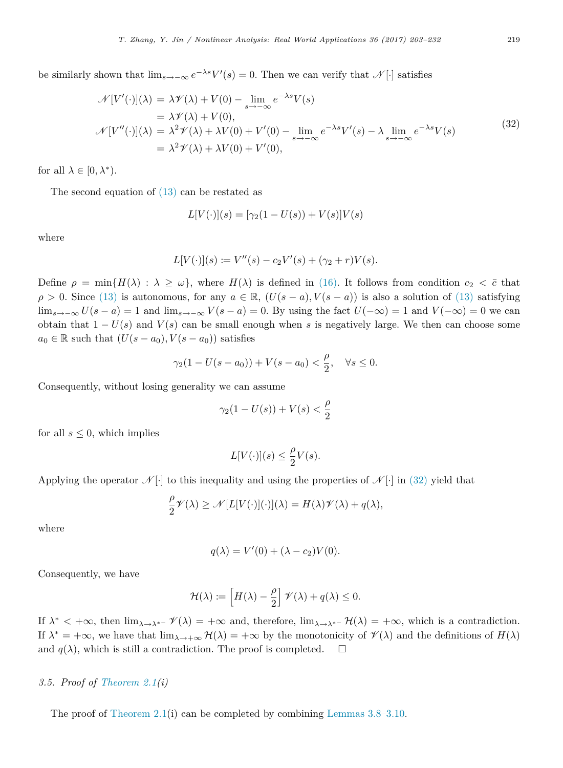be similarly shown that $\lim_{s\to-\infty} e^{-\lambda s}V'(s) = 0$. Then we can verify that $\mathscr{N}[\cdot]$ satisfies

$$
\begin{aligned}
\mathscr{N}[V'(\cdot)](\lambda) &= \lambda\mathscr{V}(\lambda) + V(0) - \lim_{s\to-\infty} e^{-\lambda s}V(s) \\
&= \lambda\mathscr{V}(\lambda) + V(0), \\
\mathscr{N}[V''(\cdot)](\lambda) &= \lambda^2\mathscr{V}(\lambda) + \lambda V(0) + V'(0) - \lim_{s\to-\infty} e^{-\lambda s}V'(s) - \lambda \lim_{s\to-\infty} e^{-\lambda s}V(s) \\
&= \lambda^2\mathscr{V}(\lambda) + \lambda V(0) + V'(0),
\end{aligned}
\tag{32}
$$

for all $\lambda \in [0, \lambda^*)$.

The second equation of (13) can be restated as

$$L[V(\cdot)](s) = [\gamma_2(1 - U(s)) + V(s)]V(s)$$

where

$$L[V(\cdot)](s) := V''(s) - c_2V'(s) + (\gamma_2 + r)V(s).$$

Define $\rho = \min\{H(\lambda) : \lambda \geq \omega\}$, where $H(\lambda)$ is defined in (16). It follows from condition $c_2 < \bar{c}$ that $\rho > 0$. Since (13) is autonomous, for any $a \in \mathbb{R}$, $(U(s-a), V(s-a))$ is also a solution of (13) satisfying $\lim_{s\to-\infty} U(s-a) = 1$ and $\lim_{s\to-\infty} V(s-a) = 0$. By using the fact $U(-\infty) = 1$ and $V(-\infty) = 0$ we can obtain that $1 - U(s)$ and $V(s)$ can be small enough when $s$ is negatively large. We then can choose some $a_0 \in \mathbb{R}$ such that $(U(s-a_0), V(s-a_0))$ satisfies

$$\gamma_2(1 - U(s-a_0)) + V(s-a_0) < \frac{\rho}{2}, \quad \forall s \leq 0.$$

Consequently, without losing generality we can assume

$$\gamma_2(1 - U(s)) + V(s) < \frac{\rho}{2}$$

for all $s \leq 0$, which implies

$$L[V(\cdot)](s) \leq \frac{\rho}{2}V(s).$$

Applying the operator $\mathscr{N}[\cdot]$ to this inequality and using the properties of $\mathscr{N}[\cdot]$ in (32) yield that

$$\frac{\rho}{2}\mathscr{V}(\lambda) \geq \mathscr{N}[L[V(\cdot)](\cdot)](\lambda) = H(\lambda)\mathscr{V}(\lambda) + q(\lambda),$$

where

$$q(\lambda) = V'(0) + (\lambda - c_2)V(0).$$

Consequently, we have

$$\mathcal{H}(\lambda) := \left[H(\lambda) - \frac{\rho}{2}\right]\mathscr{V}(\lambda) + q(\lambda) \leq 0.$$

If $\lambda^* < +\infty$, then $\lim_{\lambda\to\lambda^{*-}} \mathscr{V}(\lambda) = +\infty$ and, therefore, $\lim_{\lambda\to\lambda^{*-}} \mathcal{H}(\lambda) = +\infty$, which is a contradiction. If $\lambda^* = +\infty$, we have that $\lim_{\lambda\to+\infty} \mathcal{H}(\lambda) = +\infty$ by the monotonicity of $\mathscr{V}(\lambda)$ and the definitions of $H(\lambda)$ and $q(\lambda)$, which is still a contradiction. The proof is completed. □

### 3.5. *Proof of Theorem 2.1(i)*

The proof of Theorem 2.1(i) can be completed by combining Lemmas 3.8–3.10.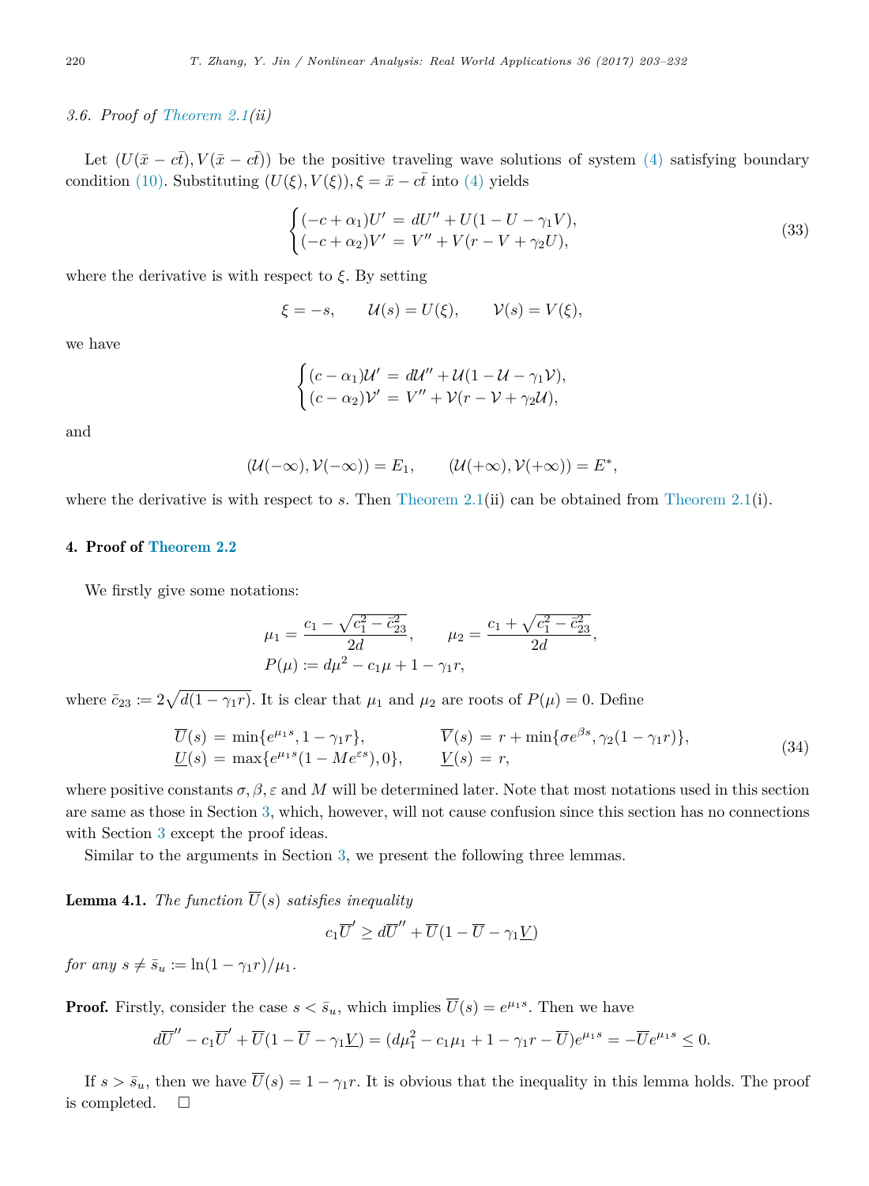### 3.6. Proof of Theorem 2.1(ii)

Let $(U(\bar{x}-c\bar{t}), V(\bar{x}-c\bar{t}))$ be the positive traveling wave solutions of system (4) satisfying boundary condition (10). Substituting $(U(\xi), V(\xi)), \xi = \bar{x} - c\bar{t}$ into (4) yields

$$
\begin{cases}
(-c+\alpha_1)U' = dU'' + U(1-U-\gamma_1 V), \\
(-c+\alpha_2)V' = V'' + V(r-V+\gamma_2 U),
\end{cases}
\tag{33}
$$

where the derivative is with respect to $\xi$. By setting

$$
\xi = -s, \qquad \mathcal{U}(s) = U(\xi), \qquad \mathcal{V}(s) = V(\xi),
$$

we have

$$
\begin{cases}
(c-\alpha_1)\mathcal{U}' = d\mathcal{U}'' + \mathcal{U}(1-\mathcal{U}-\gamma_1 \mathcal{V}), \\
(c-\alpha_2)\mathcal{V}' = V'' + \mathcal{V}(r-\mathcal{V}+\gamma_2 \mathcal{U}),
\end{cases}
$$

and

$$
(\mathcal{U}(-\infty), \mathcal{V}(-\infty)) = E_1, \qquad (\mathcal{U}(+\infty), \mathcal{V}(+\infty)) = E^*,
$$

where the derivative is with respect to $s$. Then Theorem 2.1(ii) can be obtained from Theorem 2.1(i).

## 4. Proof of Theorem 2.2

We firstly give some notations:

$$
\mu_1 = \frac{c_1 - \sqrt{c_1^2 - \bar{c}_{23}^2}}{2d}, \qquad \mu_2 = \frac{c_1 + \sqrt{c_1^2 - \bar{c}_{23}^2}}{2d},
$$
$$
P(\mu) := d\mu^2 - c_1\mu + 1 - \gamma_1 r,
$$

where $\bar{c}_{23} := 2\sqrt{d(1-\gamma_1 r)}$. It is clear that $\mu_1$ and $\mu_2$ are roots of $P(\mu) = 0$. Define

$$
\begin{aligned}
\overline{U}(s) &= \min\{e^{\mu_1 s}, 1-\gamma_1 r\}, \qquad & \overline{V}(s) &= r + \min\{\sigma e^{\beta s}, \gamma_2(1-\gamma_1 r)\}, \\
\underline{U}(s) &= \max\{e^{\mu_1 s}(1-Me^{\varepsilon s}), 0\}, \qquad & \underline{V}(s) &= r,
\end{aligned}
\tag{34}
$$

where positive constants $\sigma, \beta, \varepsilon$ and $M$ will be determined later. Note that most notations used in this section are same as those in Section 3, which, however, will not cause confusion since this section has no connections with Section 3 except the proof ideas.

Similar to the arguments in Section 3, we present the following three lemmas.

**Lemma 4.1.** *The function $\overline{U}(s)$ satisfies inequality*

$$
c_1\overline{U}' \geq d\overline{U}'' + \overline{U}(1-\overline{U}-\gamma_1\underline{V})
$$

*for any $s \neq \bar{s}_u := \ln(1-\gamma_1 r)/\mu_1$.*

**Proof.** Firstly, consider the case $s < \bar{s}_u$, which implies $\overline{U}(s) = e^{\mu_1 s}$. Then we have

$$
d\overline{U}'' - c_1\overline{U}' + \overline{U}(1-\overline{U}-\gamma_1\underline{V}) = (d\mu_1^2 - c_1\mu_1 + 1 - \gamma_1 r - \overline{U})e^{\mu_1 s} = -\overline{U}e^{\mu_1 s} \leq 0.
$$

If $s > \bar{s}_u$, then we have $\overline{U}(s) = 1-\gamma_1 r$. It is obvious that the inequality in this lemma holds. The proof is completed. $\square$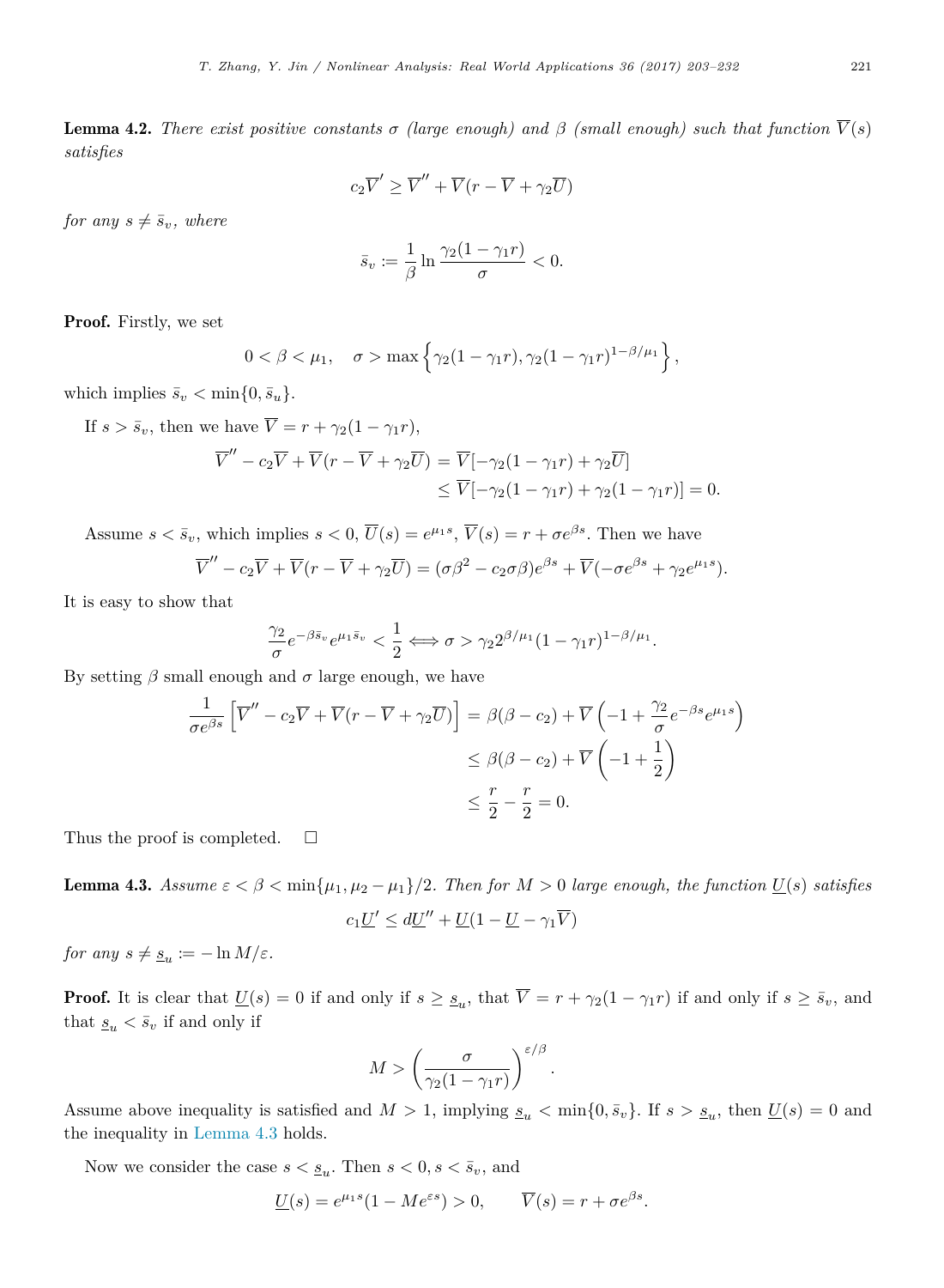**Lemma 4.2.** *There exist positive constants $\sigma$ (large enough) and $\beta$ (small enough) such that function $\overline{V}(s)$ satisfies*

$$c_2\overline{V}' \geq \overline{V}'' + \overline{V}(r - \overline{V} + \gamma_2\overline{U})$$

*for any $s \neq \bar{s}_v$, where*

$$\bar{s}_v := \frac{1}{\beta}\ln\frac{\gamma_2(1-\gamma_1 r)}{\sigma} < 0.$$

**Proof.** Firstly, we set

$$0 < \beta < \mu_1, \quad \sigma > \max\left\{\gamma_2(1-\gamma_1 r), \gamma_2(1-\gamma_1 r)^{1-\beta/\mu_1}\right\},$$

which implies $\bar{s}_v < \min\{0, \bar{s}_u\}$.

If $s > \bar{s}_v$, then we have $\overline{V} = r + \gamma_2(1-\gamma_1 r)$,

$$\begin{aligned}\overline{V}'' - c_2\overline{V} + \overline{V}(r - \overline{V} + \gamma_2\overline{U}) &= \overline{V}[-\gamma_2(1-\gamma_1 r) + \gamma_2\overline{U}] \\ &\leq \overline{V}[-\gamma_2(1-\gamma_1 r) + \gamma_2(1-\gamma_1 r)] = 0.\end{aligned}$$

Assume $s < \bar{s}_v$, which implies $s < 0$, $\overline{U}(s) = e^{\mu_1 s}$, $\overline{V}(s) = r + \sigma e^{\beta s}$. Then we have

$$\overline{V}'' - c_2\overline{V} + \overline{V}(r - \overline{V} + \gamma_2\overline{U}) = (\sigma\beta^2 - c_2\sigma\beta)e^{\beta s} + \overline{V}(-\sigma e^{\beta s} + \gamma_2 e^{\mu_1 s}).$$

It is easy to show that

$$\frac{\gamma_2}{\sigma}e^{-\beta\bar{s}_v}e^{\mu_1\bar{s}_v} < \frac{1}{2} \Longleftrightarrow \sigma > \gamma_2 2^{\beta/\mu_1}(1-\gamma_1 r)^{1-\beta/\mu_1}.$$

By setting $\beta$ small enough and $\sigma$ large enough, we have

$$\begin{aligned}\frac{1}{\sigma e^{\beta s}}\left[\overline{V}'' - c_2\overline{V} + \overline{V}(r - \overline{V} + \gamma_2\overline{U})\right] &= \beta(\beta - c_2) + \overline{V}\left(-1 + \frac{\gamma_2}{\sigma}e^{-\beta s}e^{\mu_1 s}\right) \\ &\leq \beta(\beta - c_2) + \overline{V}\left(-1 + \frac{1}{2}\right) \\ &\leq \frac{r}{2} - \frac{r}{2} = 0.\end{aligned}$$

Thus the proof is completed. $\square$

**Lemma 4.3.** *Assume $\varepsilon < \beta < \min\{\mu_1, \mu_2 - \mu_1\}/2$. Then for $M > 0$ large enough, the function $\underline{U}(s)$ satisfies*

$$c_1\underline{U}' \leq d\underline{U}'' + \underline{U}(1 - \underline{U} - \gamma_1\overline{V})$$

*for any $s \neq \underline{s}_u := -\ln M/\varepsilon$.*

**Proof.** It is clear that $\underline{U}(s) = 0$ if and only if $s \geq \underline{s}_u$, that $\overline{V} = r + \gamma_2(1-\gamma_1 r)$ if and only if $s \geq \bar{s}_v$, and that $\underline{s}_u < \bar{s}_v$ if and only if

$$M > \left(\frac{\sigma}{\gamma_2(1-\gamma_1 r)}\right)^{\varepsilon/\beta}.$$

Assume above inequality is satisfied and $M > 1$, implying $\underline{s}_u < \min\{0, \bar{s}_v\}$. If $s > \underline{s}_u$, then $\underline{U}(s) = 0$ and the inequality in Lemma 4.3 holds.

Now we consider the case $s < \underline{s}_u$. Then $s < 0, s < \bar{s}_v$, and

$$\underline{U}(s) = e^{\mu_1 s}(1 - Me^{\varepsilon s}) > 0, \qquad \overline{V}(s) = r + \sigma e^{\beta s}.$$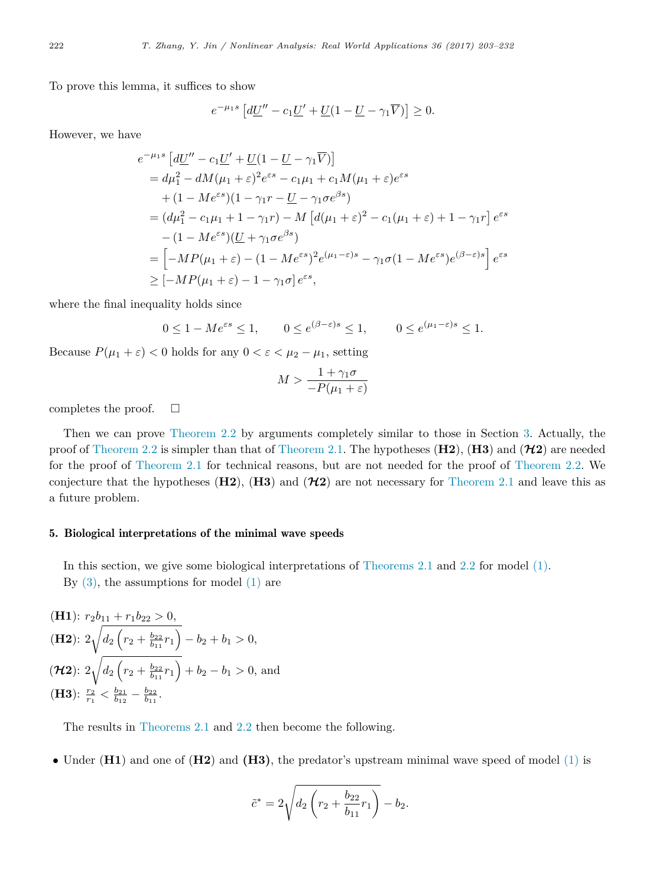To prove this lemma, it suffices to show

$$e^{-\mu_1 s}\left[d\underline{U}'' - c_1\underline{U}' + \underline{U}(1-\underline{U}-\gamma_1\overline{V})\right] \geq 0.$$

However, we have

$$\begin{aligned}
&e^{-\mu_1 s}\left[d\underline{U}'' - c_1\underline{U}' + \underline{U}(1-\underline{U}-\gamma_1\overline{V})\right] \\
&\quad = d\mu_1^2 - dM(\mu_1+\varepsilon)^2 e^{\varepsilon s} - c_1\mu_1 + c_1 M(\mu_1+\varepsilon)e^{\varepsilon s} \\
&\qquad + (1-Me^{\varepsilon s})(1-\gamma_1 r - \underline{U} - \gamma_1\sigma e^{\beta s}) \\
&\quad = (d\mu_1^2 - c_1\mu_1 + 1 - \gamma_1 r) - M\left[d(\mu_1+\varepsilon)^2 - c_1(\mu_1+\varepsilon) + 1 - \gamma_1 r\right]e^{\varepsilon s} \\
&\qquad - (1-Me^{\varepsilon s})(\underline{U} + \gamma_1\sigma e^{\beta s}) \\
&\quad = \left[-MP(\mu_1+\varepsilon) - (1-Me^{\varepsilon s})^2 e^{(\mu_1-\varepsilon)s} - \gamma_1\sigma(1-Me^{\varepsilon s})e^{(\beta-\varepsilon)s}\right]e^{\varepsilon s} \\
&\quad \geq \left[-MP(\mu_1+\varepsilon) - 1 - \gamma_1\sigma\right]e^{\varepsilon s},
\end{aligned}$$

where the final inequality holds since

$$0 \leq 1 - Me^{\varepsilon s} \leq 1, \qquad 0 \leq e^{(\beta-\varepsilon)s} \leq 1, \qquad 0 \leq e^{(\mu_1-\varepsilon)s} \leq 1.$$

Because $P(\mu_1+\varepsilon) < 0$ holds for any $0 < \varepsilon < \mu_2 - \mu_1$, setting

$$M > \frac{1+\gamma_1\sigma}{-P(\mu_1+\varepsilon)}$$

completes the proof. □

Then we can prove Theorem 2.2 by arguments completely similar to those in Section 3. Actually, the proof of Theorem 2.2 is simpler than that of Theorem 2.1. The hypotheses (**H2**), (**H3**) and ($\boldsymbol{\mathcal{H}2}$) are needed for the proof of Theorem 2.1 for technical reasons, but are not needed for the proof of Theorem 2.2. We conjecture that the hypotheses (**H2**), (**H3**) and ($\boldsymbol{\mathcal{H}2}$) are not necessary for Theorem 2.1 and leave this as a future problem.

## 5. Biological interpretations of the minimal wave speeds

In this section, we give some biological interpretations of Theorems 2.1 and 2.2 for model (1).

By (3), the assumptions for model (1) are

(**H1**): $r_2 b_{11} + r_1 b_{22} > 0$,

(**H2**): $2\sqrt{d_2\left(r_2 + \frac{b_{22}}{b_{11}}r_1\right)} - b_2 + b_1 > 0$,

($\boldsymbol{\mathcal{H}2}$): $2\sqrt{d_2\left(r_2 + \frac{b_{22}}{b_{11}}r_1\right)} + b_2 - b_1 > 0$, and

(**H3**): $\frac{r_2}{r_1} < \frac{b_{21}}{b_{12}} - \frac{b_{22}}{b_{11}}$.

The results in Theorems 2.1 and 2.2 then become the following.

- Under (**H1**) and one of (**H2**) and **(H3)**, the predator's upstream minimal wave speed of model (1) is

$$\tilde{c}^* = 2\sqrt{d_2\left(r_2 + \frac{b_{22}}{b_{11}}r_1\right)} - b_2.$$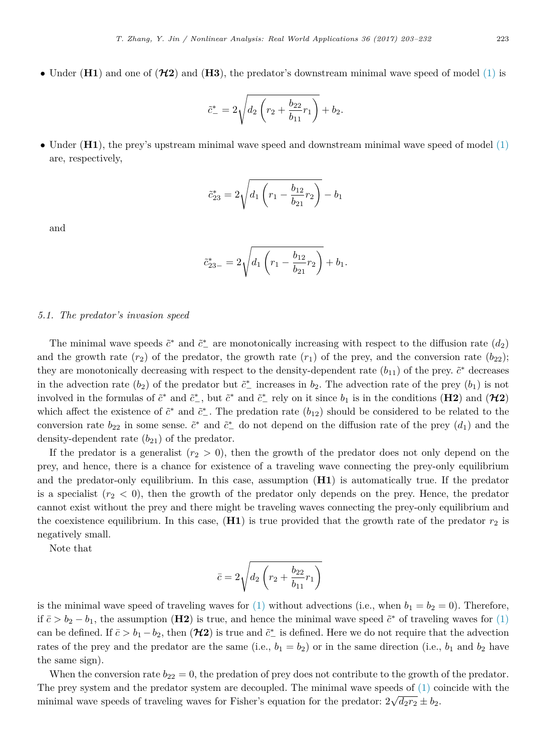- Under (**H1**) and one of ($\boldsymbol{\mathcal{H}2}$) and (**H3**), the predator's downstream minimal wave speed of model (1) is

$$\tilde{c}^*_- = 2\sqrt{d_2\left(r_2 + \frac{b_{22}}{b_{11}}r_1\right)} + b_2.$$

- Under (**H1**), the prey's upstream minimal wave speed and downstream minimal wave speed of model (1) are, respectively,

$$\tilde{c}^*_{23} = 2\sqrt{d_1\left(r_1 - \frac{b_{12}}{b_{21}}r_2\right)} - b_1$$

and

$$\tilde{c}^*_{23-} = 2\sqrt{d_1\left(r_1 - \frac{b_{12}}{b_{21}}r_2\right)} + b_1.$$

### 5.1. *The predator's invasion speed*

The minimal wave speeds $\tilde{c}^*$ and $\tilde{c}^*_-$ are monotonically increasing with respect to the diffusion rate ($d_2$) and the growth rate ($r_2$) of the predator, the growth rate ($r_1$) of the prey, and the conversion rate ($b_{22}$); they are monotonically decreasing with respect to the density-dependent rate ($b_{11}$) of the prey. $\tilde{c}^*$ decreases in the advection rate ($b_2$) of the predator but $\tilde{c}^*_-$ increases in $b_2$. The advection rate of the prey ($b_1$) is not involved in the formulas of $\tilde{c}^*$ and $\tilde{c}^*_-$, but $\tilde{c}^*$ and $\tilde{c}^*_-$ rely on it since $b_1$ is in the conditions (**H2**) and ($\boldsymbol{\mathcal{H}2}$) which affect the existence of $\tilde{c}^*$ and $\tilde{c}^*_-$. The predation rate ($b_{12}$) should be considered to be related to the conversion rate $b_{22}$ in some sense. $\tilde{c}^*$ and $\tilde{c}^*_-$ do not depend on the diffusion rate of the prey ($d_1$) and the density-dependent rate ($b_{21}$) of the predator.

If the predator is a generalist ($r_2 > 0$), then the growth of the predator does not only depend on the prey, and hence, there is a chance for existence of a traveling wave connecting the prey-only equilibrium and the predator-only equilibrium. In this case, assumption (**H1**) is automatically true. If the predator is a specialist ($r_2 < 0$), then the growth of the predator only depends on the prey. Hence, the predator cannot exist without the prey and there might be traveling waves connecting the prey-only equilibrium and the coexistence equilibrium. In this case, (**H1**) is true provided that the growth rate of the predator $r_2$ is negatively small.

Note that

$$\bar{c} = 2\sqrt{d_2\left(r_2 + \frac{b_{22}}{b_{11}}r_1\right)}$$

is the minimal wave speed of traveling waves for (1) without advections (i.e., when $b_1 = b_2 = 0$). Therefore, if $\bar{c} > b_2 - b_1$, the assumption (**H2**) is true, and hence the minimal wave speed $\tilde{c}^*$ of traveling waves for (1) can be defined. If $\bar{c} > b_1 - b_2$, then ($\boldsymbol{\mathcal{H}2}$) is true and $\tilde{c}^*_-$ is defined. Here we do not require that the advection rates of the prey and the predator are the same (i.e., $b_1 = b_2$) or in the same direction (i.e., $b_1$ and $b_2$ have the same sign).

When the conversion rate $b_{22} = 0$, the predation of prey does not contribute to the growth of the predator. The prey system and the predator system are decoupled. The minimal wave speeds of (1) coincide with the minimal wave speeds of traveling waves for Fisher's equation for the predator: $2\sqrt{d_2 r_2} \pm b_2$.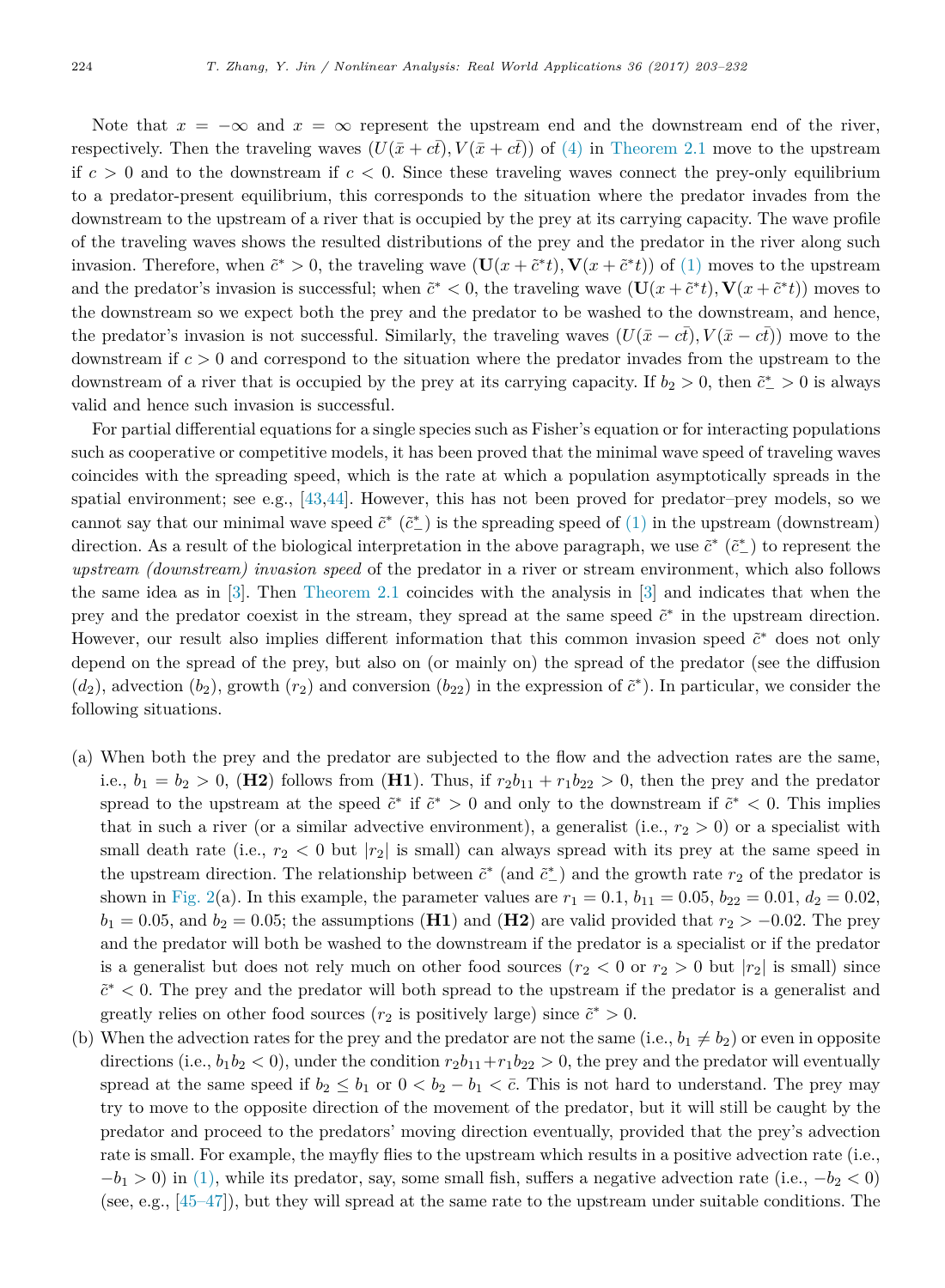Note that $x = -\infty$ and $x = \infty$ represent the upstream end and the downstream end of the river, respectively. Then the traveling waves $(U(\bar{x}+c\bar{t}), V(\bar{x}+c\bar{t}))$ of (4) in Theorem 2.1 move to the upstream if $c > 0$ and to the downstream if $c < 0$. Since these traveling waves connect the prey-only equilibrium to a predator-present equilibrium, this corresponds to the situation where the predator invades from the downstream to the upstream of a river that is occupied by the prey at its carrying capacity. The wave profile of the traveling waves shows the resulted distributions of the prey and the predator in the river along such invasion. Therefore, when $\tilde{c}^* > 0$, the traveling wave $(\mathbf{U}(x+\tilde{c}^*t), \mathbf{V}(x+\tilde{c}^*t))$ of (1) moves to the upstream and the predator's invasion is successful; when $\tilde{c}^* < 0$, the traveling wave $(\mathbf{U}(x+\tilde{c}^*t), \mathbf{V}(x+\tilde{c}^*t))$ moves to the downstream so we expect both the prey and the predator to be washed to the downstream, and hence, the predator's invasion is not successful. Similarly, the traveling waves $(U(\bar{x}-c\bar{t}), V(\bar{x}-c\bar{t}))$ move to the downstream if $c > 0$ and correspond to the situation where the predator invades from the upstream to the downstream of a river that is occupied by the prey at its carrying capacity. If $b_2 > 0$, then $\tilde{c}^*_- > 0$ is always valid and hence such invasion is successful.

For partial differential equations for a single species such as Fisher's equation or for interacting populations such as cooperative or competitive models, it has been proved that the minimal wave speed of traveling waves coincides with the spreading speed, which is the rate at which a population asymptotically spreads in the spatial environment; see e.g., [43,44]. However, this has not been proved for predator–prey models, so we cannot say that our minimal wave speed $\tilde{c}^*$ ($\tilde{c}^*_-$) is the spreading speed of (1) in the upstream (downstream) direction. As a result of the biological interpretation in the above paragraph, we use $\tilde{c}^*$ ($\tilde{c}^*_-$) to represent the *upstream (downstream) invasion speed* of the predator in a river or stream environment, which also follows the same idea as in [3]. Then Theorem 2.1 coincides with the analysis in [3] and indicates that when the prey and the predator coexist in the stream, they spread at the same speed $\tilde{c}^*$ in the upstream direction. However, our result also implies different information that this common invasion speed $\tilde{c}^*$ does not only depend on the spread of the prey, but also on (or mainly on) the spread of the predator (see the diffusion ($d_2$), advection ($b_2$), growth ($r_2$) and conversion ($b_{22}$) in the expression of $\tilde{c}^*$). In particular, we consider the following situations.

(a) When both the prey and the predator are subjected to the flow and the advection rates are the same, i.e., $b_1 = b_2 > 0$, (**H2**) follows from (**H1**). Thus, if $r_2b_{11} + r_1b_{22} > 0$, then the prey and the predator spread to the upstream at the speed $\tilde{c}^*$ if $\tilde{c}^* > 0$ and only to the downstream if $\tilde{c}^* < 0$. This implies that in such a river (or a similar advective environment), a generalist (i.e., $r_2 > 0$) or a specialist with small death rate (i.e., $r_2 < 0$ but $|r_2|$ is small) can always spread with its prey at the same speed in the upstream direction. The relationship between $\tilde{c}^*$ (and $\tilde{c}^*_-$) and the growth rate $r_2$ of the predator is shown in Fig. 2(a). In this example, the parameter values are $r_1 = 0.1$, $b_{11} = 0.05$, $b_{22} = 0.01$, $d_2 = 0.02$, $b_1 = 0.05$, and $b_2 = 0.05$; the assumptions (**H1**) and (**H2**) are valid provided that $r_2 > -0.02$. The prey and the predator will both be washed to the downstream if the predator is a specialist or if the predator is a generalist but does not rely much on other food sources ($r_2 < 0$ or $r_2 > 0$ but $|r_2|$ is small) since $\tilde{c}^* < 0$. The prey and the predator will both spread to the upstream if the predator is a generalist and greatly relies on other food sources ($r_2$ is positively large) since $\tilde{c}^* > 0$.

(b) When the advection rates for the prey and the predator are not the same (i.e., $b_1 \neq b_2$) or even in opposite directions (i.e., $b_1b_2 < 0$), under the condition $r_2b_{11}+r_1b_{22} > 0$, the prey and the predator will eventually spread at the same speed if $b_2 \leq b_1$ or $0 < b_2 - b_1 < \bar{c}$. This is not hard to understand. The prey may try to move to the opposite direction of the movement of the predator, but it will still be caught by the predator and proceed to the predators' moving direction eventually, provided that the prey's advection rate is small. For example, the mayfly flies to the upstream which results in a positive advection rate (i.e., $-b_1 > 0$) in (1), while its predator, say, some small fish, suffers a negative advection rate (i.e., $-b_2 < 0$) (see, e.g., [45–47]), but they will spread at the same rate to the upstream under suitable conditions. The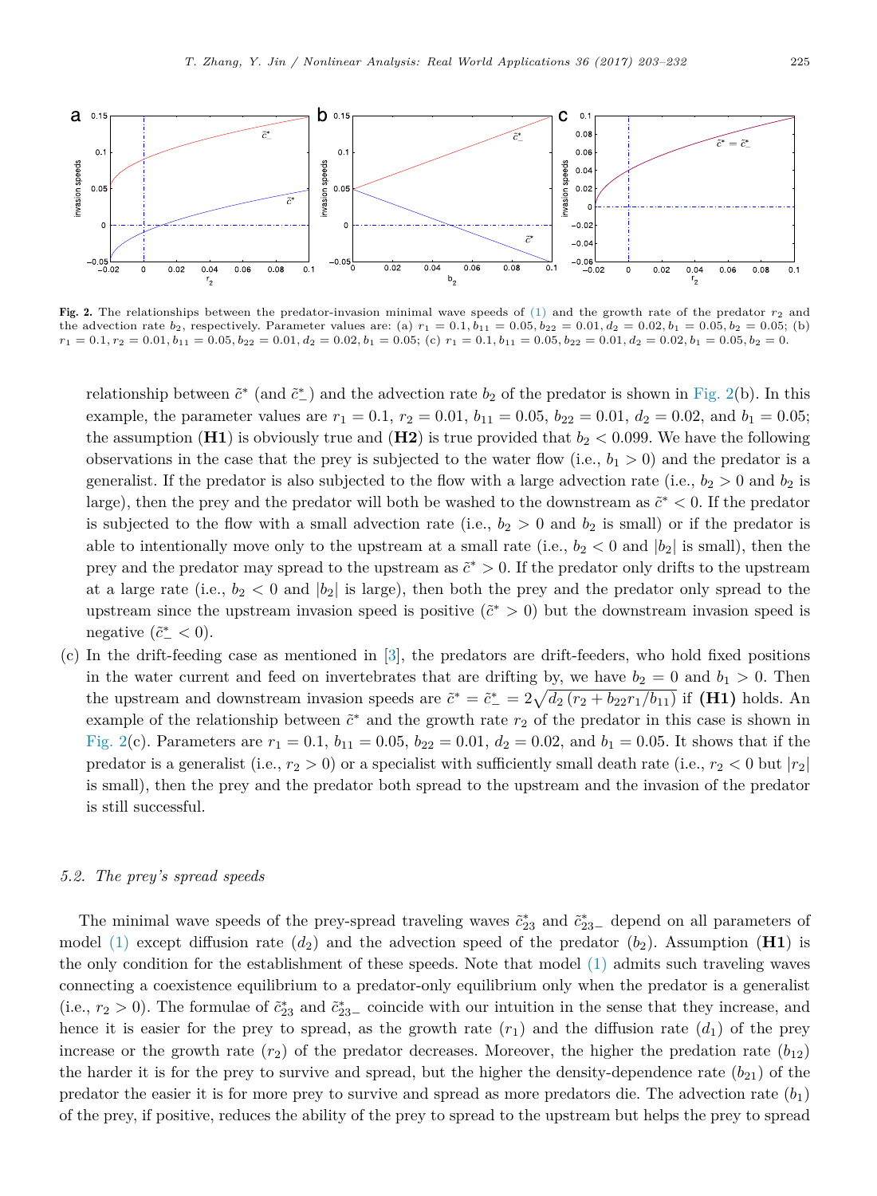**Fig. 2.** The relationships between the predator-invasion minimal wave speeds of (1) and the growth rate of the predator $r_2$ and the advection rate $b_2$, respectively. Parameter values are: (a) $r_1 = 0.1, b_{11} = 0.05, b_{22} = 0.01, d_2 = 0.02, b_1 = 0.05, b_2 = 0.05$; (b) $r_1 = 0.1, r_2 = 0.01, b_{11} = 0.05, b_{22} = 0.01, d_2 = 0.02, b_1 = 0.05$; (c) $r_1 = 0.1, b_{11} = 0.05, b_{22} = 0.01, d_2 = 0.02, b_1 = 0.05, b_2 = 0$.

relationship between $\tilde{c}^*$ (and $\tilde{c}^*_-$) and the advection rate $b_2$ of the predator is shown in Fig. 2(b). In this example, the parameter values are $r_1 = 0.1$, $r_2 = 0.01$, $b_{11} = 0.05$, $b_{22} = 0.01$, $d_2 = 0.02$, and $b_1 = 0.05$; the assumption **(H1)** is obviously true and **(H2)** is true provided that $b_2 < 0.099$. We have the following observations in the case that the prey is subjected to the water flow (i.e., $b_1 > 0$) and the predator is a generalist. If the predator is also subjected to the flow with a large advection rate (i.e., $b_2 > 0$ and $b_2$ is large), then the prey and the predator will both be washed to the downstream as $\tilde{c}^* < 0$. If the predator is subjected to the flow with a small advection rate (i.e., $b_2 > 0$ and $b_2$ is small) or if the predator is able to intentionally move only to the upstream at a small rate (i.e., $b_2 < 0$ and $|b_2|$ is small), then the prey and the predator may spread to the upstream as $\tilde{c}^* > 0$. If the predator only drifts to the upstream at a large rate (i.e., $b_2 < 0$ and $|b_2|$ is large), then both the prey and the predator only spread to the upstream since the upstream invasion speed is positive ($\tilde{c}^* > 0$) but the downstream invasion speed is negative ($\tilde{c}^*_- < 0$).

(c) In the drift-feeding case as mentioned in [3], the predators are drift-feeders, who hold fixed positions in the water current and feed on invertebrates that are drifting by, we have $b_2 = 0$ and $b_1 > 0$. Then the upstream and downstream invasion speeds are $\tilde{c}^* = \tilde{c}^*_- = 2\sqrt{d_2\,(r_2 + b_{22}r_1/b_{11})}$ if **(H1)** holds. An example of the relationship between $\tilde{c}^*$ and the growth rate $r_2$ of the predator in this case is shown in Fig. 2(c). Parameters are $r_1 = 0.1$, $b_{11} = 0.05$, $b_{22} = 0.01$, $d_2 = 0.02$, and $b_1 = 0.05$. It shows that if the predator is a generalist (i.e., $r_2 > 0$) or a specialist with sufficiently small death rate (i.e., $r_2 < 0$ but $|r_2|$ is small), then the prey and the predator both spread to the upstream and the invasion of the predator is still successful.

### 5.2. *The prey's spread speeds*

The minimal wave speeds of the prey-spread traveling waves $\tilde{c}^*_{23}$ and $\tilde{c}^*_{23-}$ depend on all parameters of model (1) except diffusion rate ($d_2$) and the advection speed of the predator ($b_2$). Assumption **(H1)** is the only condition for the establishment of these speeds. Note that model (1) admits such traveling waves connecting a coexistence equilibrium to a predator-only equilibrium only when the predator is a generalist (i.e., $r_2 > 0$). The formulae of $\tilde{c}^*_{23}$ and $\tilde{c}^*_{23-}$ coincide with our intuition in the sense that they increase, and hence it is easier for the prey to spread, as the growth rate ($r_1$) and the diffusion rate ($d_1$) of the prey increase or the growth rate ($r_2$) of the predator decreases. Moreover, the higher the predation rate ($b_{12}$) the harder it is for the prey to survive and spread, but the higher the density-dependence rate ($b_{21}$) of the predator the easier it is for more prey to survive and spread as more predators die. The advection rate ($b_1$) of the prey, if positive, reduces the ability of the prey to spread to the upstream but helps the prey to spread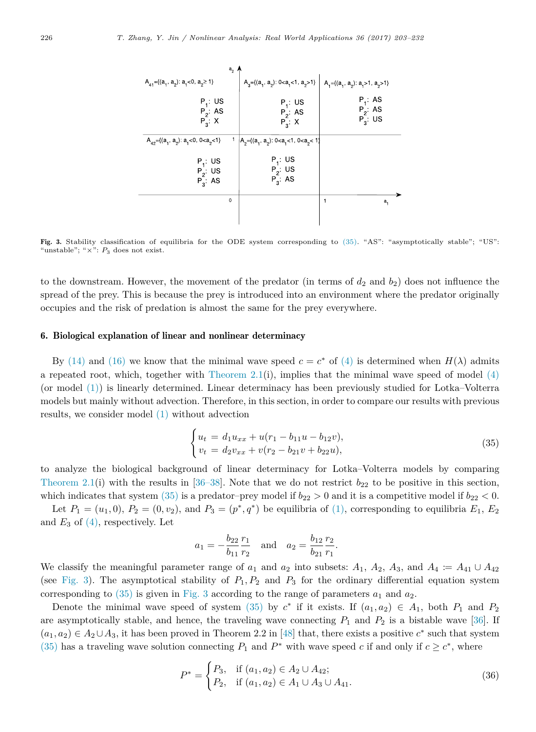Fig. 3. Stability classification of equilibria for the ODE system corresponding to (35). "AS": "asymptotically stable"; "US": "unstable"; "×": $P_3$ does not exist.

to the downstream. However, the movement of the predator (in terms of $d_2$ and $b_2$) does not influence the spread of the prey. This is because the prey is introduced into an environment where the predator originally occupies and the risk of predation is almost the same for the prey everywhere.

## 6. Biological explanation of linear and nonlinear determinacy

By (14) and (16) we know that the minimal wave speed $c = c^*$ of (4) is determined when $H(\lambda)$ admits a repeated root, which, together with Theorem 2.1(i), implies that the minimal wave speed of model (4) (or model (1)) is linearly determined. Linear determinacy has been previously studied for Lotka–Volterra models but mainly without advection. Therefore, in this section, in order to compare our results with previous results, we consider model (1) without advection

$$\begin{cases} u_t = d_1 u_{xx} + u(r_1 - b_{11}u - b_{12}v), \\ v_t = d_2 v_{xx} + v(r_2 - b_{21}v + b_{22}u), \end{cases} \tag{35}$$

to analyze the biological background of linear determinacy for Lotka–Volterra models by comparing Theorem 2.1(i) with the results in [36–38]. Note that we do not restrict $b_{22}$ to be positive in this section, which indicates that system (35) is a predator–prey model if $b_{22} > 0$ and it is a competitive model if $b_{22} < 0$.

Let $P_1 = (u_1, 0)$, $P_2 = (0, v_2)$, and $P_3 = (p^*, q^*)$ be equilibria of (1), corresponding to equilibria $E_1$, $E_2$ and $E_3$ of (4), respectively. Let

$$a_1 = -\frac{b_{22}}{b_{11}}\frac{r_1}{r_2} \quad \text{and} \quad a_2 = \frac{b_{12}}{b_{21}}\frac{r_2}{r_1}.$$

We classify the meaningful parameter range of $a_1$ and $a_2$ into subsets: $A_1$, $A_2$, $A_3$, and $A_4 := A_{41} \cup A_{42}$ (see Fig. 3). The asymptotical stability of $P_1, P_2$ and $P_3$ for the ordinary differential equation system corresponding to (35) is given in Fig. 3 according to the range of parameters $a_1$ and $a_2$.

Denote the minimal wave speed of system (35) by $c^*$ if it exists. If $(a_1, a_2) \in A_1$, both $P_1$ and $P_2$ are asymptotically stable, and hence, the traveling wave connecting $P_1$ and $P_2$ is a bistable wave [36]. If $(a_1, a_2) \in A_2 \cup A_3$, it has been proved in Theorem 2.2 in [48] that, there exists a positive $c^*$ such that system (35) has a traveling wave solution connecting $P_1$ and $P^*$ with wave speed $c$ if and only if $c \geq c^*$, where

$$P^* = \begin{cases} P_3, & \text{if } (a_1, a_2) \in A_2 \cup A_{42}; \\ P_2, & \text{if } (a_1, a_2) \in A_1 \cup A_3 \cup A_{41}. \end{cases} \tag{36}$$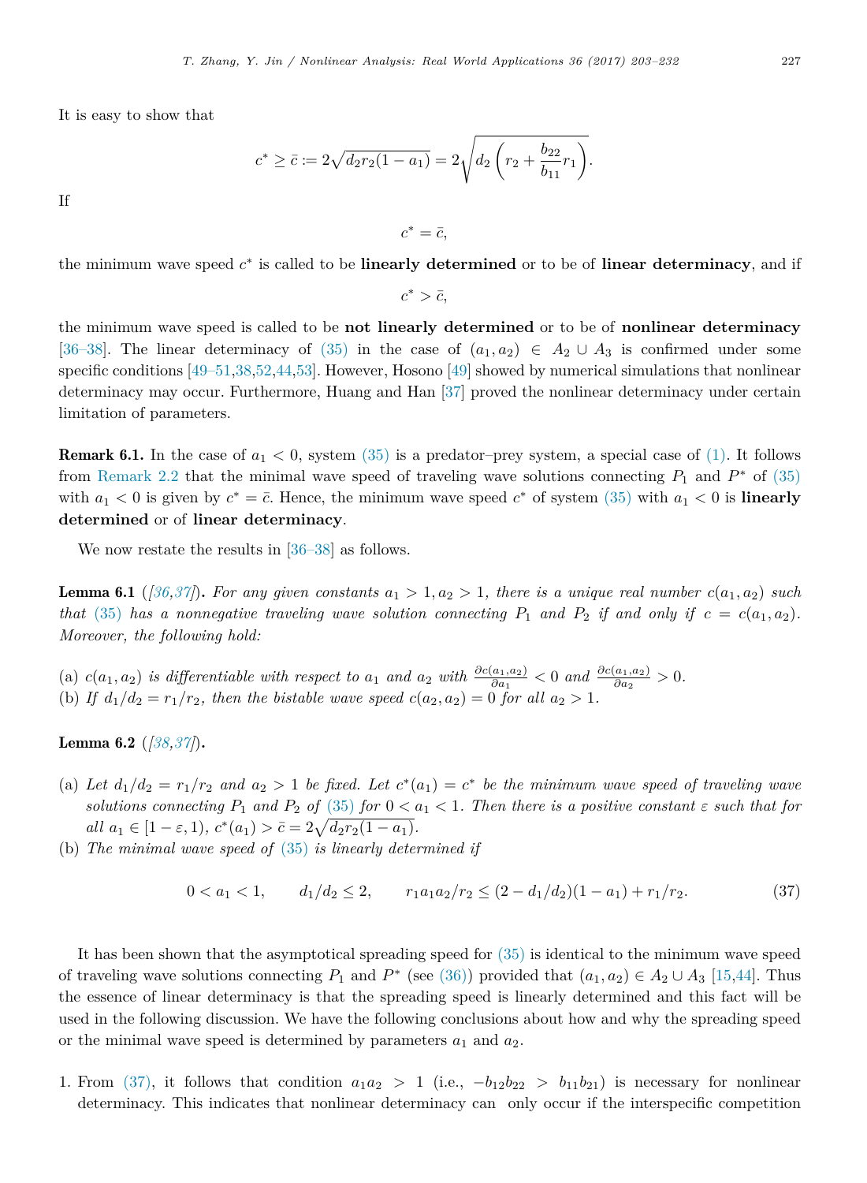It is easy to show that

$$c^* \geq \bar{c} := 2\sqrt{d_2 r_2(1-a_1)} = 2\sqrt{d_2\left(r_2 + \frac{b_{22}}{b_{11}} r_1\right)}.$$

If

$$c^* = \bar{c},$$

the minimum wave speed $c^*$ is called to be **linearly determined** or to be of **linear determinacy**, and if

$$c^* > \bar{c},$$

the minimum wave speed is called to be **not linearly determined** or to be of **nonlinear determinacy** [36–38]. The linear determinacy of (35) in the case of $(a_1, a_2) \in A_2 \cup A_3$ is confirmed under some specific conditions [49–51,38,52,44,53]. However, Hosono [49] showed by numerical simulations that nonlinear determinacy may occur. Furthermore, Huang and Han [37] proved the nonlinear determinacy under certain limitation of parameters.

**Remark 6.1.** In the case of $a_1 < 0$, system (35) is a predator–prey system, a special case of (1). It follows from Remark 2.2 that the minimal wave speed of traveling wave solutions connecting $P_1$ and $P^*$ of (35) with $a_1 < 0$ is given by $c^* = \bar{c}$. Hence, the minimum wave speed $c^*$ of system (35) with $a_1 < 0$ is **linearly determined** or of **linear determinacy**.

We now restate the results in [36–38] as follows.

**Lemma 6.1** (*[36,37]*). *For any given constants $a_1 > 1, a_2 > 1$, there is a unique real number $c(a_1, a_2)$ such that (35) has a nonnegative traveling wave solution connecting $P_1$ and $P_2$ if and only if $c = c(a_1, a_2)$. Moreover, the following hold:*

(a) *$c(a_1, a_2)$ is differentiable with respect to $a_1$ and $a_2$ with $\frac{\partial c(a_1,a_2)}{\partial a_1} < 0$ and $\frac{\partial c(a_1,a_2)}{\partial a_2} > 0$.*
(b) *If $d_1/d_2 = r_1/r_2$, then the bistable wave speed $c(a_2, a_2) = 0$ for all $a_2 > 1$.*

**Lemma 6.2** (*[38,37]*).

(a) *Let $d_1/d_2 = r_1/r_2$ and $a_2 > 1$ be fixed. Let $c^*(a_1) = c^*$ be the minimum wave speed of traveling wave solutions connecting $P_1$ and $P_2$ of (35) for $0 < a_1 < 1$. Then there is a positive constant $\varepsilon$ such that for all $a_1 \in [1-\varepsilon, 1)$, $c^*(a_1) > \bar{c} = 2\sqrt{d_2 r_2(1-a_1)}$.*
(b) *The minimal wave speed of (35) is linearly determined if*

$$0 < a_1 < 1, \qquad d_1/d_2 \leq 2, \qquad r_1 a_1 a_2/r_2 \leq (2 - d_1/d_2)(1-a_1) + r_1/r_2. \tag{37}$$

It has been shown that the asymptotical spreading speed for (35) is identical to the minimum wave speed of traveling wave solutions connecting $P_1$ and $P^*$ (see (36)) provided that $(a_1, a_2) \in A_2 \cup A_3$ [15,44]. Thus the essence of linear determinacy is that the spreading speed is linearly determined and this fact will be used in the following discussion. We have the following conclusions about how and why the spreading speed or the minimal wave speed is determined by parameters $a_1$ and $a_2$.

1. From (37), it follows that condition $a_1 a_2 > 1$ (i.e., $-b_{12}b_{22} > b_{11}b_{21}$) is necessary for nonlinear determinacy. This indicates that nonlinear determinacy can only occur if the interspecific competition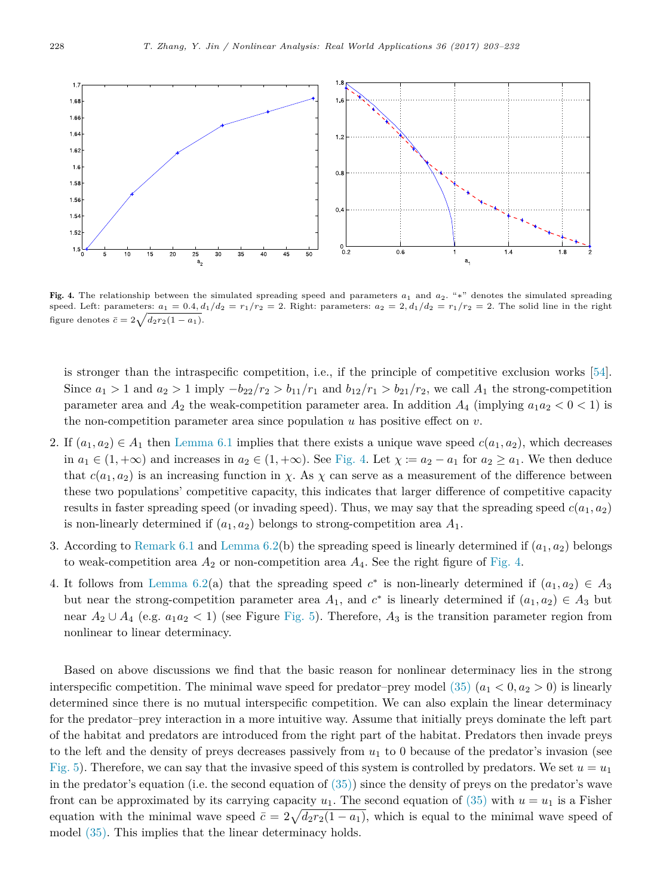**Fig. 4.** The relationship between the simulated spreading speed and parameters $a_1$ and $a_2$. "$*$" denotes the simulated spreading speed. Left: parameters: $a_1 = 0.4, d_1/d_2 = r_1/r_2 = 2$. Right: parameters: $a_2 = 2, d_1/d_2 = r_1/r_2 = 2$. The solid line in the right figure denotes $\bar{c} = 2\sqrt{d_2 r_2(1 - a_1)}$.

is stronger than the intraspecific competition, i.e., if the principle of competitive exclusion works [54]. Since $a_1 > 1$ and $a_2 > 1$ imply $-b_{22}/r_2 > b_{11}/r_1$ and $b_{12}/r_1 > b_{21}/r_2$, we call $A_1$ the strong-competition parameter area and $A_2$ the weak-competition parameter area. In addition $A_4$ (implying $a_1 a_2 < 0 < 1$) is the non-competition parameter area since population $u$ has positive effect on $v$.

2. If $(a_1, a_2) \in A_1$ then Lemma 6.1 implies that there exists a unique wave speed $c(a_1, a_2)$, which decreases in $a_1 \in (1, +\infty)$ and increases in $a_2 \in (1, +\infty)$. See Fig. 4. Let $\chi := a_2 - a_1$ for $a_2 \geq a_1$. We then deduce that $c(a_1, a_2)$ is an increasing function in $\chi$. As $\chi$ can serve as a measurement of the difference between these two populations' competitive capacity, this indicates that larger difference of competitive capacity results in faster spreading speed (or invading speed). Thus, we may say that the spreading speed $c(a_1, a_2)$ is non-linearly determined if $(a_1, a_2)$ belongs to strong-competition area $A_1$.

3. According to Remark 6.1 and Lemma 6.2(b) the spreading speed is linearly determined if $(a_1, a_2)$ belongs to weak-competition area $A_2$ or non-competition area $A_4$. See the right figure of Fig. 4.

4. It follows from Lemma 6.2(a) that the spreading speed $c^*$ is non-linearly determined if $(a_1, a_2) \in A_3$ but near the strong-competition parameter area $A_1$, and $c^*$ is linearly determined if $(a_1, a_2) \in A_3$ but near $A_2 \cup A_4$ (e.g. $a_1 a_2 < 1$) (see Figure Fig. 5). Therefore, $A_3$ is the transition parameter region from nonlinear to linear determinacy.

Based on above discussions we find that the basic reason for nonlinear determinacy lies in the strong interspecific competition. The minimal wave speed for predator–prey model (35) ($a_1 < 0, a_2 > 0$) is linearly determined since there is no mutual interspecific competition. We can also explain the linear determinacy for the predator–prey interaction in a more intuitive way. Assume that initially preys dominate the left part of the habitat and predators are introduced from the right part of the habitat. Predators then invade preys to the left and the density of preys decreases passively from $u_1$ to 0 because of the predator's invasion (see Fig. 5). Therefore, we can say that the invasive speed of this system is controlled by predators. We set $u = u_1$ in the predator's equation (i.e. the second equation of (35)) since the density of preys on the predator's wave front can be approximated by its carrying capacity $u_1$. The second equation of (35) with $u = u_1$ is a Fisher equation with the minimal wave speed $\bar{c} = 2\sqrt{d_2 r_2(1 - a_1)}$, which is equal to the minimal wave speed of model (35). This implies that the linear determinacy holds.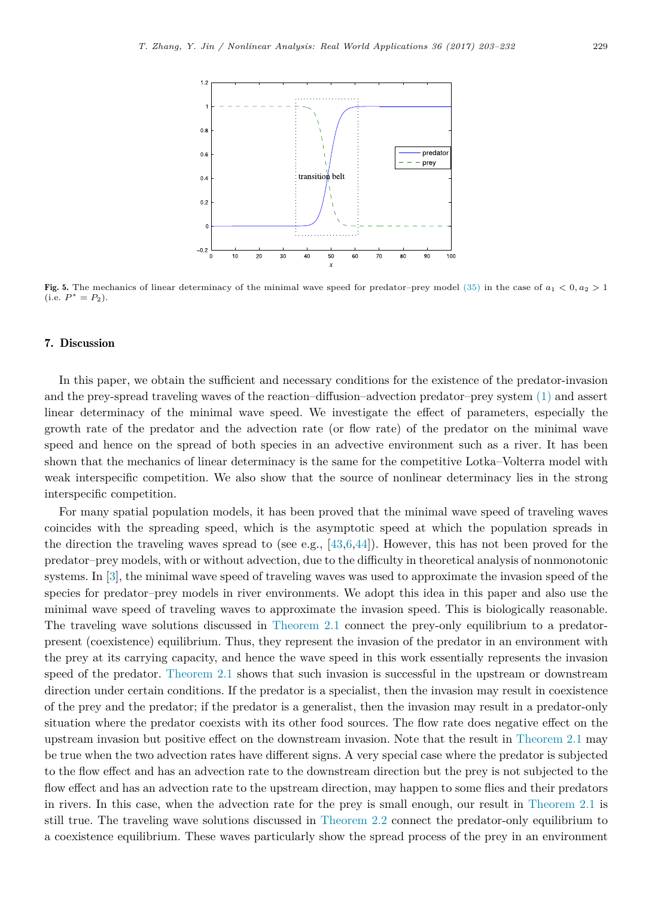**Fig. 5.** The mechanics of linear determinacy of the minimal wave speed for predator–prey model (35) in the case of $a_1 < 0, a_2 > 1$ (i.e. $P^* = P_2$).

## 7. Discussion

In this paper, we obtain the sufficient and necessary conditions for the existence of the predator-invasion and the prey-spread traveling waves of the reaction–diffusion–advection predator–prey system (1) and assert linear determinacy of the minimal wave speed. We investigate the effect of parameters, especially the growth rate of the predator and the advection rate (or flow rate) of the predator on the minimal wave speed and hence on the spread of both species in an advective environment such as a river. It has been shown that the mechanics of linear determinacy is the same for the competitive Lotka–Volterra model with weak interspecific competition. We also show that the source of nonlinear determinacy lies in the strong interspecific competition.

For many spatial population models, it has been proved that the minimal wave speed of traveling waves coincides with the spreading speed, which is the asymptotic speed at which the population spreads in the direction the traveling waves spread to (see e.g., [43,6,44]). However, this has not been proved for the predator–prey models, with or without advection, due to the difficulty in theoretical analysis of nonmonotonic systems. In [3], the minimal wave speed of traveling waves was used to approximate the invasion speed of the species for predator–prey models in river environments. We adopt this idea in this paper and also use the minimal wave speed of traveling waves to approximate the invasion speed. This is biologically reasonable. The traveling wave solutions discussed in Theorem 2.1 connect the prey-only equilibrium to a predator-present (coexistence) equilibrium. Thus, they represent the invasion of the predator in an environment with the prey at its carrying capacity, and hence the wave speed in this work essentially represents the invasion speed of the predator. Theorem 2.1 shows that such invasion is successful in the upstream or downstream direction under certain conditions. If the predator is a specialist, then the invasion may result in coexistence of the prey and the predator; if the predator is a generalist, then the invasion may result in a predator-only situation where the predator coexists with its other food sources. The flow rate does negative effect on the upstream invasion but positive effect on the downstream invasion. Note that the result in Theorem 2.1 may be true when the two advection rates have different signs. A very special case where the predator is subjected to the flow effect and has an advection rate to the downstream direction but the prey is not subjected to the flow effect and has an advection rate to the upstream direction, may happen to some flies and their predators in rivers. In this case, when the advection rate for the prey is small enough, our result in Theorem 2.1 is still true. The traveling wave solutions discussed in Theorem 2.2 connect the predator-only equilibrium to a coexistence equilibrium. These waves particularly show the spread process of the prey in an environment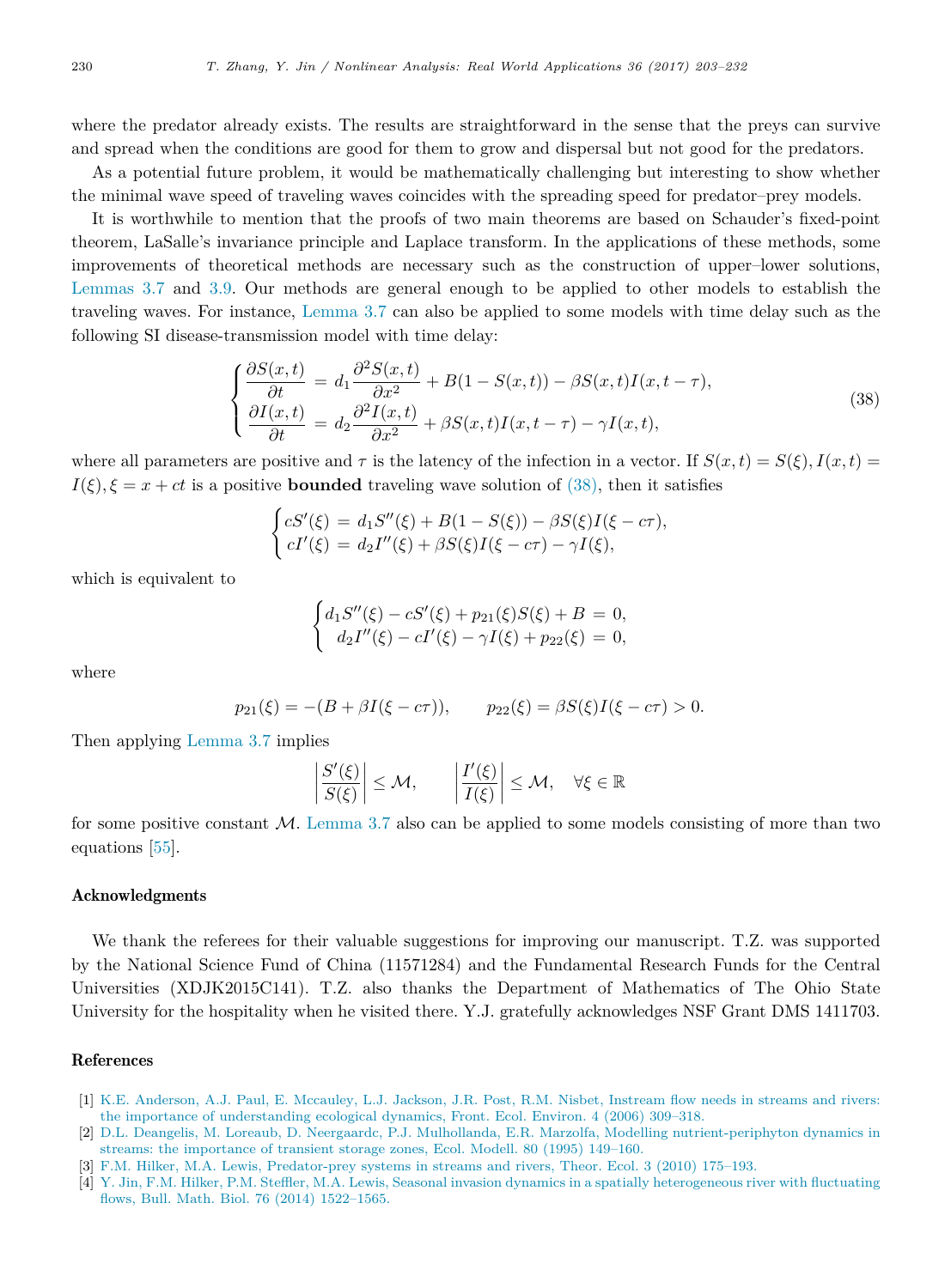where the predator already exists. The results are straightforward in the sense that the preys can survive and spread when the conditions are good for them to grow and dispersal but not good for the predators.

As a potential future problem, it would be mathematically challenging but interesting to show whether the minimal wave speed of traveling waves coincides with the spreading speed for predator–prey models.

It is worthwhile to mention that the proofs of two main theorems are based on Schauder's fixed-point theorem, LaSalle's invariance principle and Laplace transform. In the applications of these methods, some improvements of theoretical methods are necessary such as the construction of upper–lower solutions, Lemmas 3.7 and 3.9. Our methods are general enough to be applied to other models to establish the traveling waves. For instance, Lemma 3.7 can also be applied to some models with time delay such as the following SI disease-transmission model with time delay:

$$
\begin{cases}
\dfrac{\partial S(x,t)}{\partial t} = d_1 \dfrac{\partial^2 S(x,t)}{\partial x^2} + B(1 - S(x,t)) - \beta S(x,t) I(x, t-\tau), \\
\dfrac{\partial I(x,t)}{\partial t} = d_2 \dfrac{\partial^2 I(x,t)}{\partial x^2} + \beta S(x,t) I(x, t-\tau) - \gamma I(x,t),
\end{cases}
\tag{38}
$$

where all parameters are positive and $\tau$ is the latency of the infection in a vector. If $S(x,t) = S(\xi), I(x,t) = I(\xi), \xi = x + ct$ is a positive **bounded** traveling wave solution of (38), then it satisfies

$$
\begin{cases}
cS'(\xi) = d_1 S''(\xi) + B(1 - S(\xi)) - \beta S(\xi) I(\xi - c\tau), \\
cI'(\xi) = d_2 I''(\xi) + \beta S(\xi) I(\xi - c\tau) - \gamma I(\xi),
\end{cases}
$$

which is equivalent to

$$
\begin{cases}
d_1 S''(\xi) - cS'(\xi) + p_{21}(\xi) S(\xi) + B = 0, \\
d_2 I''(\xi) - cI'(\xi) - \gamma I(\xi) + p_{22}(\xi) = 0,
\end{cases}
$$

where

$$
p_{21}(\xi) = -(B + \beta I(\xi - c\tau)), \qquad p_{22}(\xi) = \beta S(\xi) I(\xi - c\tau) > 0.
$$

Then applying Lemma 3.7 implies

$$
\left| \frac{S'(\xi)}{S(\xi)} \right| \le \mathcal{M}, \qquad \left| \frac{I'(\xi)}{I(\xi)} \right| \le \mathcal{M}, \quad \forall \xi \in \mathbb{R}
$$

for some positive constant $\mathcal{M}$. Lemma 3.7 also can be applied to some models consisting of more than two equations [55].

## Acknowledgments

We thank the referees for their valuable suggestions for improving our manuscript. T.Z. was supported by the National Science Fund of China (11571284) and the Fundamental Research Funds for the Central Universities (XDJK2015C141). T.Z. also thanks the Department of Mathematics of The Ohio State University for the hospitality when he visited there. Y.J. gratefully acknowledges NSF Grant DMS 1411703.

## References

[1] K.E. Anderson, A.J. Paul, E. Mccauley, L.J. Jackson, J.R. Post, R.M. Nisbet, Instream flow needs in streams and rivers: the importance of understanding ecological dynamics, Front. Ecol. Environ. 4 (2006) 309–318.

[2] D.L. Deangelis, M. Loreaub, D. Neergaardc, P.J. Mulhollanda, E.R. Marzolfa, Modelling nutrient-periphyton dynamics in streams: the importance of transient storage zones, Ecol. Modell. 80 (1995) 149–160.

[3] F.M. Hilker, M.A. Lewis, Predator-prey systems in streams and rivers, Theor. Ecol. 3 (2010) 175–193.

[4] Y. Jin, F.M. Hilker, P.M. Steffler, M.A. Lewis, Seasonal invasion dynamics in a spatially heterogeneous river with fluctuating flows, Bull. Math. Biol. 76 (2014) 1522–1565.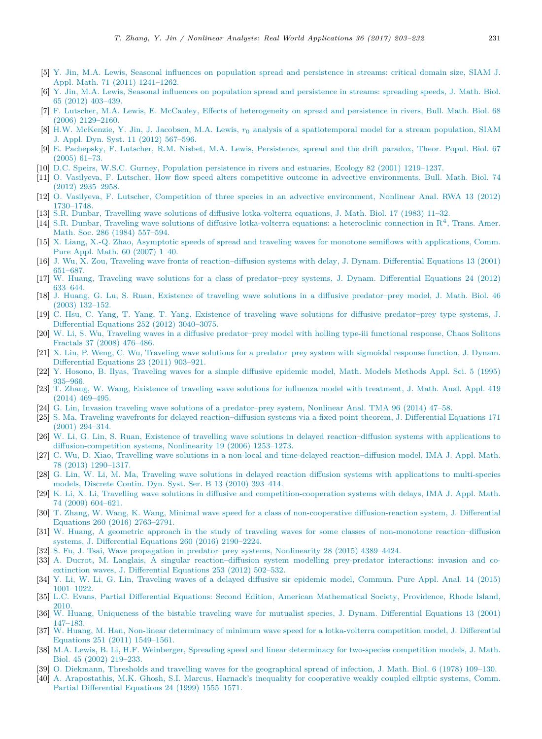[5] Y. Jin, M.A. Lewis, Seasonal influences on population spread and persistence in streams: critical domain size, SIAM J. Appl. Math. 71 (2011) 1241–1262.

[6] Y. Jin, M.A. Lewis, Seasonal influences on population spread and persistence in streams: spreading speeds, J. Math. Biol. 65 (2012) 403–439.

[7] F. Lutscher, M.A. Lewis, E. McCauley, Effects of heterogeneity on spread and persistence in rivers, Bull. Math. Biol. 68 (2006) 2129–2160.

[8] H.W. McKenzie, Y. Jin, J. Jacobsen, M.A. Lewis, $r_0$ analysis of a spatiotemporal model for a stream population, SIAM J. Appl. Dyn. Syst. 11 (2012) 567–596.

[9] E. Pachepsky, F. Lutscher, R.M. Nisbet, M.A. Lewis, Persistence, spread and the drift paradox, Theor. Popul. Biol. 67 (2005) 61–73.

[10] D.C. Speirs, W.S.C. Gurney, Population persistence in rivers and estuaries, Ecology 82 (2001) 1219–1237.

[11] O. Vasilyeva, F. Lutscher, How flow speed alters competitive outcome in advective environments, Bull. Math. Biol. 74 (2012) 2935–2958.

[12] O. Vasilyeva, F. Lutscher, Competition of three species in an advective environment, Nonlinear Anal. RWA 13 (2012) 1730–1748.

[13] S.R. Dunbar, Travelling wave solutions of diffusive lotka-volterra equations, J. Math. Biol. 17 (1983) 11–32.

[14] S.R. Dunbar, Traveling wave solutions of diffusive lotka-volterra equations: a heteroclinic connection in $\mathrm{R}^4$, Trans. Amer. Math. Soc. 286 (1984) 557–594.

[15] X. Liang, X.-Q. Zhao, Asymptotic speeds of spread and traveling waves for monotone semiflows with applications, Comm. Pure Appl. Math. 60 (2007) 1–40.

[16] J. Wu, X. Zou, Traveling wave fronts of reaction–diffusion systems with delay, J. Dynam. Differential Equations 13 (2001) 651–687.

[17] W. Huang, Traveling wave solutions for a class of predator–prey systems, J. Dynam. Differential Equations 24 (2012) 633–644.

[18] J. Huang, G. Lu, S. Ruan, Existence of traveling wave solutions in a diffusive predator–prey model, J. Math. Biol. 46 (2003) 132–152.

[19] C. Hsu, C. Yang, T. Yang, T. Yang, Existence of traveling wave solutions for diffusive predator–prey type systems, J. Differential Equations 252 (2012) 3040–3075.

[20] W. Li, S. Wu, Traveling waves in a diffusive predator–prey model with holling type-iii functional response, Chaos Solitons Fractals 37 (2008) 476–486.

[21] X. Lin, P. Weng, C. Wu, Traveling wave solutions for a predator–prey system with sigmoidal response function, J. Dynam. Differential Equations 23 (2011) 903–921.

[22] Y. Hosono, B. Ilyas, Traveling waves for a simple diffusive epidemic model, Math. Models Methods Appl. Sci. 5 (1995) 935–966.

[23] T. Zhang, W. Wang, Existence of traveling wave solutions for influenza model with treatment, J. Math. Anal. Appl. 419 (2014) 469–495.

[24] G. Lin, Invasion traveling wave solutions of a predator–prey system, Nonlinear Anal. TMA 96 (2014) 47–58.

[25] S. Ma, Traveling wavefronts for delayed reaction–diffusion systems via a fixed point theorem, J. Differential Equations 171 (2001) 294–314.

[26] W. Li, G. Lin, S. Ruan, Existence of travelling wave solutions in delayed reaction–diffusion systems with applications to diffusion-competition systems, Nonlinearity 19 (2006) 1253–1273.

[27] C. Wu, D. Xiao, Travelling wave solutions in a non-local and time-delayed reaction–diffusion model, IMA J. Appl. Math. 78 (2013) 1290–1317.

[28] G. Lin, W. Li, M. Ma, Traveling wave solutions in delayed reaction diffusion systems with applications to multi-species models, Discrete Contin. Dyn. Syst. Ser. B 13 (2010) 393–414.

[29] K. Li, X. Li, Travelling wave solutions in diffusive and competition-cooperation systems with delays, IMA J. Appl. Math. 74 (2009) 604–621.

[30] T. Zhang, W. Wang, K. Wang, Minimal wave speed for a class of non-cooperative diffusion-reaction system, J. Differential Equations 260 (2016) 2763–2791.

[31] W. Huang, A geometric approach in the study of traveling waves for some classes of non-monotone reaction–diffusion systems, J. Differential Equations 260 (2016) 2190–2224.

[32] S. Fu, J. Tsai, Wave propagation in predator–prey systems, Nonlinearity 28 (2015) 4389–4424.

[33] A. Ducrot, M. Langlais, A singular reaction–diffusion system modelling prey-predator interactions: invasion and co-extinction waves, J. Differential Equations 253 (2012) 502–532.

[34] Y. Li, W. Li, G. Lin, Traveling waves of a delayed diffusive sir epidemic model, Commun. Pure Appl. Anal. 14 (2015) 1001–1022.

[35] L.C. Evans, Partial Differential Equations: Second Edition, American Mathematical Society, Providence, Rhode Island, 2010.

[36] W. Huang, Uniqueness of the bistable traveling wave for mutualist species, J. Dynam. Differential Equations 13 (2001) 147–183.

[37] W. Huang, M. Han, Non-linear determinacy of minimum wave speed for a lotka-volterra competition model, J. Differential Equations 251 (2011) 1549–1561.

[38] M.A. Lewis, B. Li, H.F. Weinberger, Spreading speed and linear determinacy for two-species competition models, J. Math. Biol. 45 (2002) 219–233.

[39] O. Diekmann, Thresholds and travelling waves for the geographical spread of infection, J. Math. Biol. 6 (1978) 109–130.

[40] A. Arapostathis, M.K. Ghosh, S.I. Marcus, Harnack's inequality for cooperative weakly coupled elliptic systems, Comm. Partial Differential Equations 24 (1999) 1555–1571.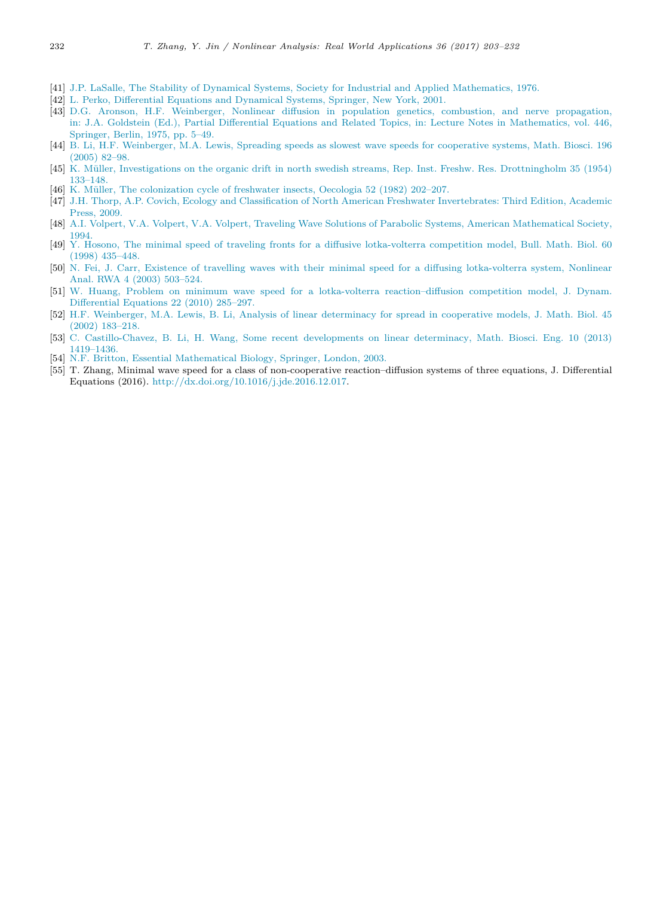[41] J.P. LaSalle, The Stability of Dynamical Systems, Society for Industrial and Applied Mathematics, 1976.

[42] L. Perko, Differential Equations and Dynamical Systems, Springer, New York, 2001.

[43] D.G. Aronson, H.F. Weinberger, Nonlinear diffusion in population genetics, combustion, and nerve propagation, in: J.A. Goldstein (Ed.), Partial Differential Equations and Related Topics, in: Lecture Notes in Mathematics, vol. 446, Springer, Berlin, 1975, pp. 5–49.

[44] B. Li, H.F. Weinberger, M.A. Lewis, Spreading speeds as slowest wave speeds for cooperative systems, Math. Biosci. 196 (2005) 82–98.

[45] K. Müller, Investigations on the organic drift in north swedish streams, Rep. Inst. Freshw. Res. Drottningholm 35 (1954) 133–148.

[46] K. Müller, The colonization cycle of freshwater insects, Oecologia 52 (1982) 202–207.

[47] J.H. Thorp, A.P. Covich, Ecology and Classification of North American Freshwater Invertebrates: Third Edition, Academic Press, 2009.

[48] A.I. Volpert, V.A. Volpert, V.A. Volpert, Traveling Wave Solutions of Parabolic Systems, American Mathematical Society, 1994.

[49] Y. Hosono, The minimal speed of traveling fronts for a diffusive lotka-volterra competition model, Bull. Math. Biol. 60 (1998) 435–448.

[50] N. Fei, J. Carr, Existence of travelling waves with their minimal speed for a diffusing lotka-volterra system, Nonlinear Anal. RWA 4 (2003) 503–524.

[51] W. Huang, Problem on minimum wave speed for a lotka-volterra reaction–diffusion competition model, J. Dynam. Differential Equations 22 (2010) 285–297.

[52] H.F. Weinberger, M.A. Lewis, B. Li, Analysis of linear determinacy for spread in cooperative models, J. Math. Biol. 45 (2002) 183–218.

[53] C. Castillo-Chavez, B. Li, H. Wang, Some recent developments on linear determinacy, Math. Biosci. Eng. 10 (2013) 1419–1436.

[54] N.F. Britton, Essential Mathematical Biology, Springer, London, 2003.

[55] T. Zhang, Minimal wave speed for a class of non-cooperative reaction–diffusion systems of three equations, J. Differential Equations (2016). http://dx.doi.org/10.1016/j.jde.2016.12.017.